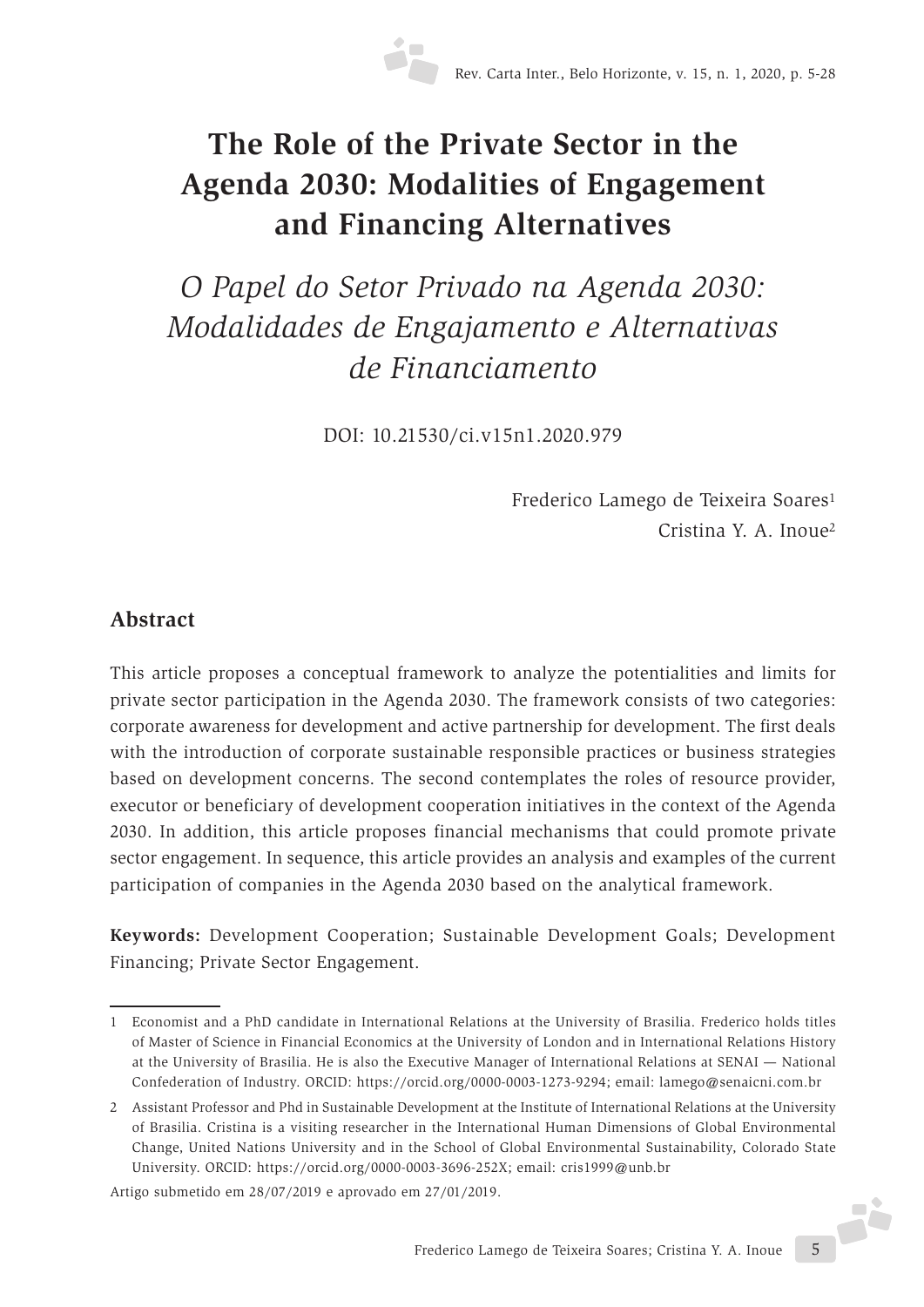# The Role of the Private Sector in the Agenda 2030: Modalities of Engagement and Financing Alternatives

## *O Papel do Setor Privado na Agenda 2030: Modalidades de Engajamento e Alternativas de Financiamento*

DOI: 10.21530/ci.v15n1.2020.979

Frederico Lamego de Teixeira Soares[1]
Cristina Y. A. Inoue[2]

## Abstract

This article proposes a conceptual framework to analyze the potentialities and limits for private sector participation in the Agenda 2030. The framework consists of two categories: corporate awareness for development and active partnership for development. The first deals with the introduction of corporate sustainable responsible practices or business strategies based on development concerns. The second contemplates the roles of resource provider, executor or beneficiary of development cooperation initiatives in the context of the Agenda 2030. In addition, this article proposes financial mechanisms that could promote private sector engagement. In sequence, this article provides an analysis and examples of the current participation of companies in the Agenda 2030 based on the analytical framework.

**Keywords:** Development Cooperation; Sustainable Development Goals; Development Financing; Private Sector Engagement.

---

1 Economist and a PhD candidate in International Relations at the University of Brasilia. Frederico holds titles of Master of Science in Financial Economics at the University of London and in International Relations History at the University of Brasilia. He is also the Executive Manager of International Relations at SENAI — National Confederation of Industry. ORCID: https://orcid.org/0000-0003-1273-9294; email: lamego@senaicni.com.br

2 Assistant Professor and Phd in Sustainable Development at the Institute of International Relations at the University of Brasilia. Cristina is a visiting researcher in the International Human Dimensions of Global Environmental Change, United Nations University and in the School of Global Environmental Sustainability, Colorado State University. ORCID: https://orcid.org/0000-0003-3696-252X; email: cris1999@unb.br

Artigo submetido em 28/07/2019 e aprovado em 27/01/2019.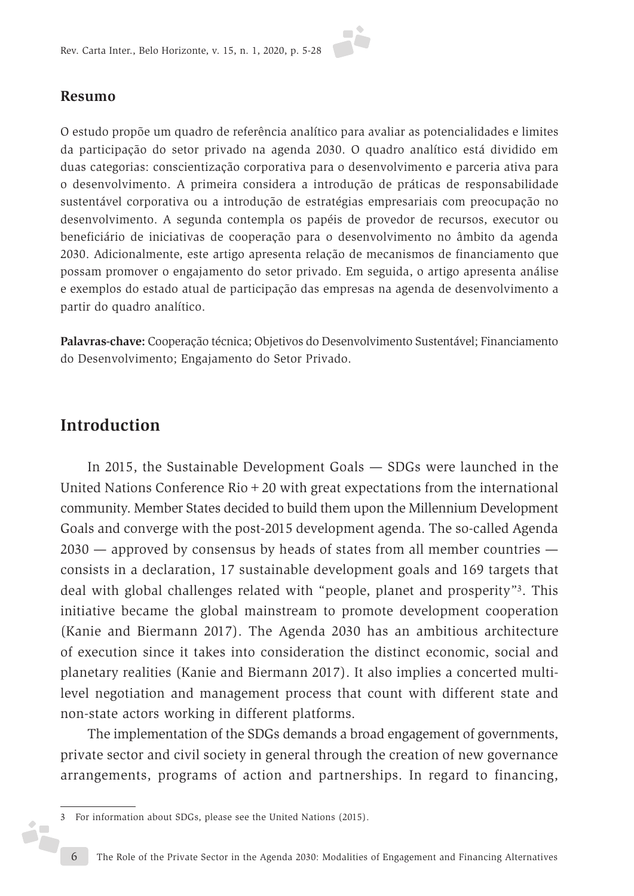## Resumo

O estudo propõe um quadro de referência analítico para avaliar as potencialidades e limites da participação do setor privado na agenda 2030. O quadro analítico está dividido em duas categorias: conscientização corporativa para o desenvolvimento e parceria ativa para o desenvolvimento. A primeira considera a introdução de práticas de responsabilidade sustentável corporativa ou a introdução de estratégias empresariais com preocupação no desenvolvimento. A segunda contempla os papéis de provedor de recursos, executor ou beneficiário de iniciativas de cooperação para o desenvolvimento no âmbito da agenda 2030. Adicionalmente, este artigo apresenta relação de mecanismos de financiamento que possam promover o engajamento do setor privado. Em seguida, o artigo apresenta análise e exemplos do estado atual de participação das empresas na agenda de desenvolvimento a partir do quadro analítico.

**Palavras-chave:** Cooperação técnica; Objetivos do Desenvolvimento Sustentável; Financiamento do Desenvolvimento; Engajamento do Setor Privado.

## Introduction

In 2015, the Sustainable Development Goals — SDGs were launched in the United Nations Conference Rio + 20 with great expectations from the international community. Member States decided to build them upon the Millennium Development Goals and converge with the post-2015 development agenda. The so-called Agenda 2030 — approved by consensus by heads of states from all member countries — consists in a declaration, 17 sustainable development goals and 169 targets that deal with global challenges related with "people, planet and prosperity"[3]. This initiative became the global mainstream to promote development cooperation (Kanie and Biermann 2017). The Agenda 2030 has an ambitious architecture of execution since it takes into consideration the distinct economic, social and planetary realities (Kanie and Biermann 2017). It also implies a concerted multi-level negotiation and management process that count with different state and non-state actors working in different platforms.

The implementation of the SDGs demands a broad engagement of governments, private sector and civil society in general through the creation of new governance arrangements, programs of action and partnerships. In regard to financing,

3 For information about SDGs, please see the United Nations (2015).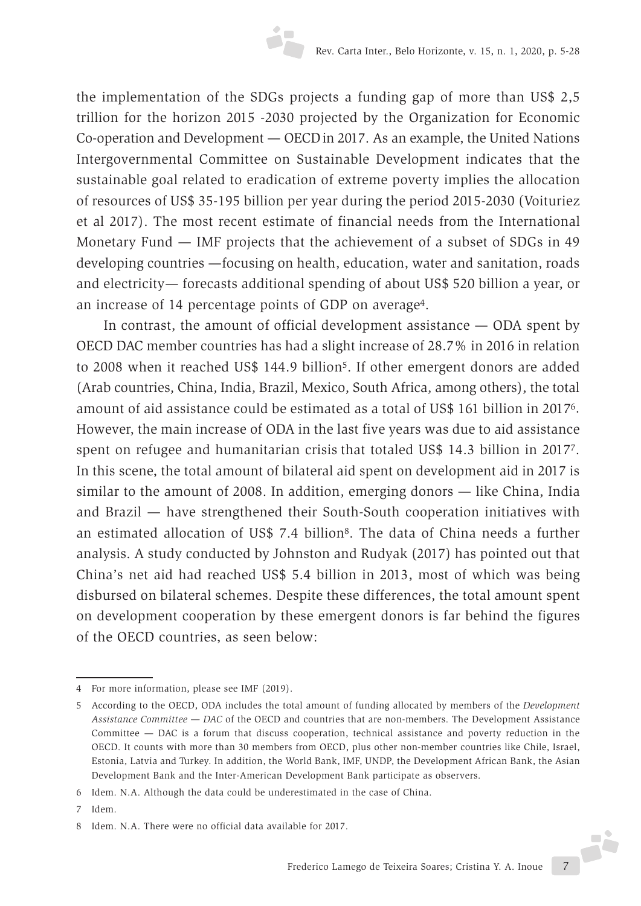the implementation of the SDGs projects a funding gap of more than US$ 2,5 trillion for the horizon 2015 -2030 projected by the Organization for Economic Co-operation and Development — OECD in 2017. As an example, the United Nations Intergovernmental Committee on Sustainable Development indicates that the sustainable goal related to eradication of extreme poverty implies the allocation of resources of US$ 35-195 billion per year during the period 2015-2030 (Voituriez et al 2017). The most recent estimate of financial needs from the International Monetary Fund — IMF projects that the achievement of a subset of SDGs in 49 developing countries —focusing on health, education, water and sanitation, roads and electricity— forecasts additional spending of about US$ 520 billion a year, or an increase of 14 percentage points of GDP on average[4].

In contrast, the amount of official development assistance — ODA spent by OECD DAC member countries has had a slight increase of 28.7% in 2016 in relation to 2008 when it reached US$ 144.9 billion[5]. If other emergent donors are added (Arab countries, China, India, Brazil, Mexico, South Africa, among others), the total amount of aid assistance could be estimated as a total of US$ 161 billion in 2017[6]. However, the main increase of ODA in the last five years was due to aid assistance spent on refugee and humanitarian crisis that totaled US$ 14.3 billion in 2017[7]. In this scene, the total amount of bilateral aid spent on development aid in 2017 is similar to the amount of 2008. In addition, emerging donors — like China, India and Brazil — have strengthened their South-South cooperation initiatives with an estimated allocation of US$ 7.4 billion[8]. The data of China needs a further analysis. A study conducted by Johnston and Rudyak (2017) has pointed out that China's net aid had reached US$ 5.4 billion in 2013, most of which was being disbursed on bilateral schemes. Despite these differences, the total amount spent on development cooperation by these emergent donors is far behind the figures of the OECD countries, as seen below:

---

4 For more information, please see IMF (2019).

5 According to the OECD, ODA includes the total amount of funding allocated by members of the *Development Assistance Committee — DAC* of the OECD and countries that are non-members. The Development Assistance Committee — DAC is a forum that discuss cooperation, technical assistance and poverty reduction in the OECD. It counts with more than 30 members from OECD, plus other non-member countries like Chile, Israel, Estonia, Latvia and Turkey. In addition, the World Bank, IMF, UNDP, the Development African Bank, the Asian Development Bank and the Inter-American Development Bank participate as observers.

6 Idem. N.A. Although the data could be underestimated in the case of China.

7 Idem.

8 Idem. N.A. There were no official data available for 2017.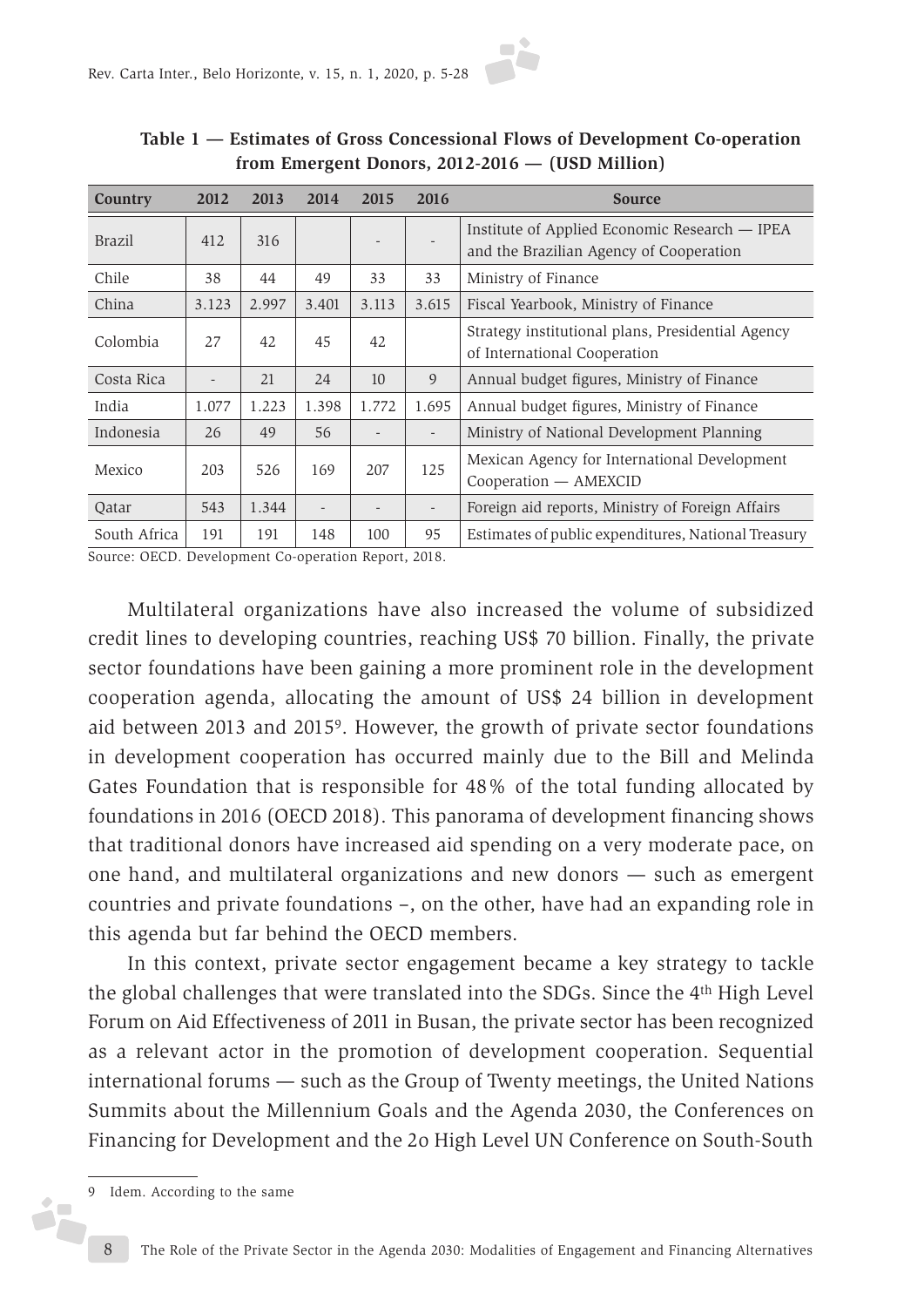**Table 1 — Estimates of Gross Concessional Flows of Development Co-operation from Emergent Donors, 2012-2016 — (USD Million)**

| Country | 2012 | 2013 | 2014 | 2015 | 2016 | Source |
|---|---|---|---|---|---|---|
| Brazil | 412 | 316 | | - | - | Institute of Applied Economic Research — IPEA and the Brazilian Agency of Cooperation |
| Chile | 38 | 44 | 49 | 33 | 33 | Ministry of Finance |
| China | 3.123 | 2.997 | 3.401 | 3.113 | 3.615 | Fiscal Yearbook, Ministry of Finance |
| Colombia | 27 | 42 | 45 | 42 | | Strategy institutional plans, Presidential Agency of International Cooperation |
| Costa Rica | - | 21 | 24 | 10 | 9 | Annual budget figures, Ministry of Finance |
| India | 1.077 | 1.223 | 1.398 | 1.772 | 1.695 | Annual budget figures, Ministry of Finance |
| Indonesia | 26 | 49 | 56 | - | - | Ministry of National Development Planning |
| Mexico | 203 | 526 | 169 | 207 | 125 | Mexican Agency for International Development Cooperation — AMEXCID |
| Qatar | 543 | 1.344 | - | - | - | Foreign aid reports, Ministry of Foreign Affairs |
| South Africa | 191 | 191 | 148 | 100 | 95 | Estimates of public expenditures, National Treasury |

Source: OECD. Development Co-operation Report, 2018.

Multilateral organizations have also increased the volume of subsidized credit lines to developing countries, reaching US$ 70 billion. Finally, the private sector foundations have been gaining a more prominent role in the development cooperation agenda, allocating the amount of US$ 24 billion in development aid between 2013 and 2015[9]. However, the growth of private sector foundations in development cooperation has occurred mainly due to the Bill and Melinda Gates Foundation that is responsible for 48% of the total funding allocated by foundations in 2016 (OECD 2018). This panorama of development financing shows that traditional donors have increased aid spending on a very moderate pace, on one hand, and multilateral organizations and new donors — such as emergent countries and private foundations –, on the other, have had an expanding role in this agenda but far behind the OECD members.

In this context, private sector engagement became a key strategy to tackle the global challenges that were translated into the SDGs. Since the 4th High Level Forum on Aid Effectiveness of 2011 in Busan, the private sector has been recognized as a relevant actor in the promotion of development cooperation. Sequential international forums — such as the Group of Twenty meetings, the United Nations Summits about the Millennium Goals and the Agenda 2030, the Conferences on Financing for Development and the 2o High Level UN Conference on South-South

9 Idem. According to the same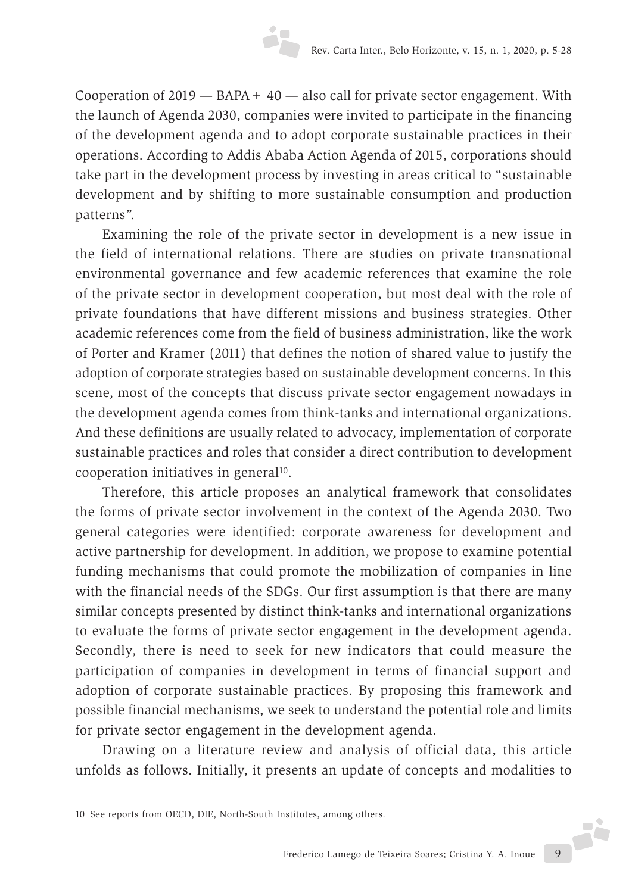Cooperation of 2019 — BAPA + 40 — also call for private sector engagement. With the launch of Agenda 2030, companies were invited to participate in the financing of the development agenda and to adopt corporate sustainable practices in their operations. According to Addis Ababa Action Agenda of 2015, corporations should take part in the development process by investing in areas critical to "sustainable development and by shifting to more sustainable consumption and production patterns".

Examining the role of the private sector in development is a new issue in the field of international relations. There are studies on private transnational environmental governance and few academic references that examine the role of the private sector in development cooperation, but most deal with the role of private foundations that have different missions and business strategies. Other academic references come from the field of business administration, like the work of Porter and Kramer (2011) that defines the notion of shared value to justify the adoption of corporate strategies based on sustainable development concerns. In this scene, most of the concepts that discuss private sector engagement nowadays in the development agenda comes from think-tanks and international organizations. And these definitions are usually related to advocacy, implementation of corporate sustainable practices and roles that consider a direct contribution to development cooperation initiatives in general[10].

Therefore, this article proposes an analytical framework that consolidates the forms of private sector involvement in the context of the Agenda 2030. Two general categories were identified: corporate awareness for development and active partnership for development. In addition, we propose to examine potential funding mechanisms that could promote the mobilization of companies in line with the financial needs of the SDGs. Our first assumption is that there are many similar concepts presented by distinct think-tanks and international organizations to evaluate the forms of private sector engagement in the development agenda. Secondly, there is need to seek for new indicators that could measure the participation of companies in development in terms of financial support and adoption of corporate sustainable practices. By proposing this framework and possible financial mechanisms, we seek to understand the potential role and limits for private sector engagement in the development agenda.

Drawing on a literature review and analysis of official data, this article unfolds as follows. Initially, it presents an update of concepts and modalities to

10 See reports from OECD, DIE, North-South Institutes, among others.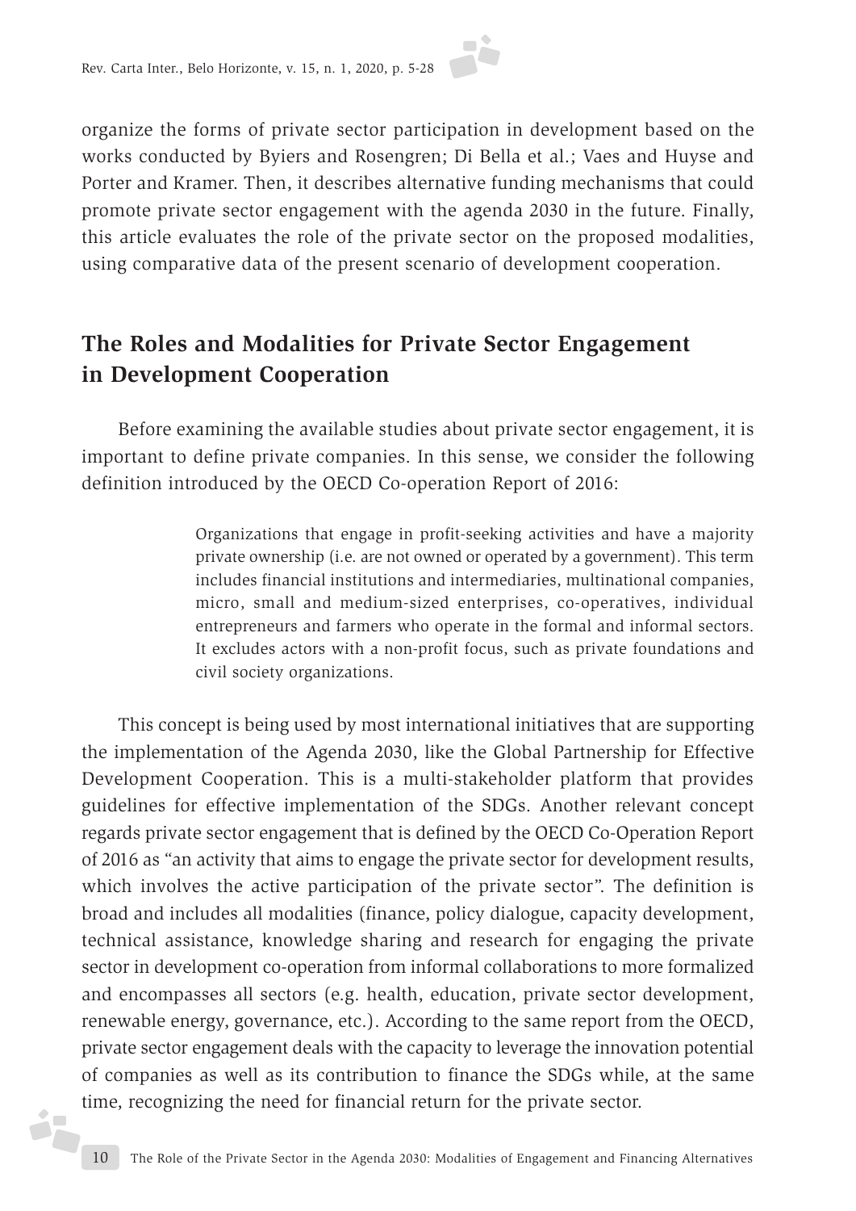organize the forms of private sector participation in development based on the works conducted by Byiers and Rosengren; Di Bella et al.; Vaes and Huyse and Porter and Kramer. Then, it describes alternative funding mechanisms that could promote private sector engagement with the agenda 2030 in the future. Finally, this article evaluates the role of the private sector on the proposed modalities, using comparative data of the present scenario of development cooperation.

## The Roles and Modalities for Private Sector Engagement in Development Cooperation

Before examining the available studies about private sector engagement, it is important to define private companies. In this sense, we consider the following definition introduced by the OECD Co-operation Report of 2016:

> Organizations that engage in profit-seeking activities and have a majority private ownership (i.e. are not owned or operated by a government). This term includes financial institutions and intermediaries, multinational companies, micro, small and medium-sized enterprises, co-operatives, individual entrepreneurs and farmers who operate in the formal and informal sectors. It excludes actors with a non-profit focus, such as private foundations and civil society organizations.

This concept is being used by most international initiatives that are supporting the implementation of the Agenda 2030, like the Global Partnership for Effective Development Cooperation. This is a multi-stakeholder platform that provides guidelines for effective implementation of the SDGs. Another relevant concept regards private sector engagement that is defined by the OECD Co-Operation Report of 2016 as "an activity that aims to engage the private sector for development results, which involves the active participation of the private sector". The definition is broad and includes all modalities (finance, policy dialogue, capacity development, technical assistance, knowledge sharing and research for engaging the private sector in development co-operation from informal collaborations to more formalized and encompasses all sectors (e.g. health, education, private sector development, renewable energy, governance, etc.). According to the same report from the OECD, private sector engagement deals with the capacity to leverage the innovation potential of companies as well as its contribution to finance the SDGs while, at the same time, recognizing the need for financial return for the private sector.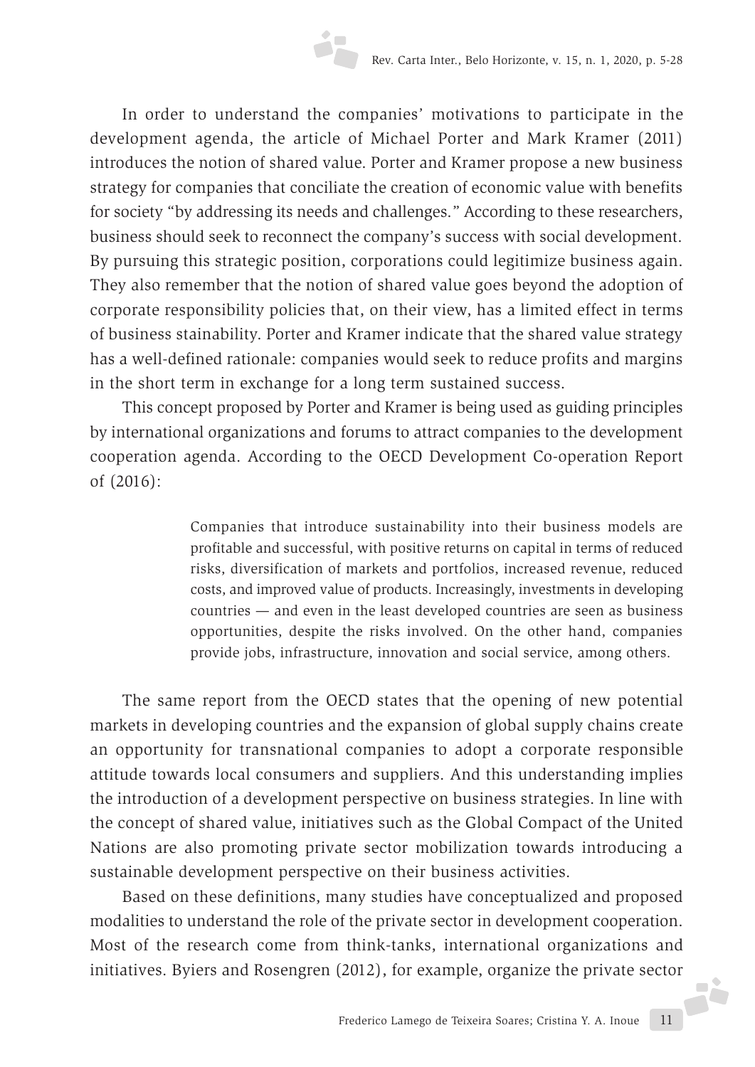In order to understand the companies' motivations to participate in the development agenda, the article of Michael Porter and Mark Kramer (2011) introduces the notion of shared value. Porter and Kramer propose a new business strategy for companies that conciliate the creation of economic value with benefits for society "by addressing its needs and challenges." According to these researchers, business should seek to reconnect the company's success with social development. By pursuing this strategic position, corporations could legitimize business again. They also remember that the notion of shared value goes beyond the adoption of corporate responsibility policies that, on their view, has a limited effect in terms of business stainability. Porter and Kramer indicate that the shared value strategy has a well-defined rationale: companies would seek to reduce profits and margins in the short term in exchange for a long term sustained success.

This concept proposed by Porter and Kramer is being used as guiding principles by international organizations and forums to attract companies to the development cooperation agenda. According to the OECD Development Co-operation Report of (2016):

> Companies that introduce sustainability into their business models are profitable and successful, with positive returns on capital in terms of reduced risks, diversification of markets and portfolios, increased revenue, reduced costs, and improved value of products. Increasingly, investments in developing countries — and even in the least developed countries are seen as business opportunities, despite the risks involved. On the other hand, companies provide jobs, infrastructure, innovation and social service, among others.

The same report from the OECD states that the opening of new potential markets in developing countries and the expansion of global supply chains create an opportunity for transnational companies to adopt a corporate responsible attitude towards local consumers and suppliers. And this understanding implies the introduction of a development perspective on business strategies. In line with the concept of shared value, initiatives such as the Global Compact of the United Nations are also promoting private sector mobilization towards introducing a sustainable development perspective on their business activities.

Based on these definitions, many studies have conceptualized and proposed modalities to understand the role of the private sector in development cooperation. Most of the research come from think-tanks, international organizations and initiatives. Byiers and Rosengren (2012), for example, organize the private sector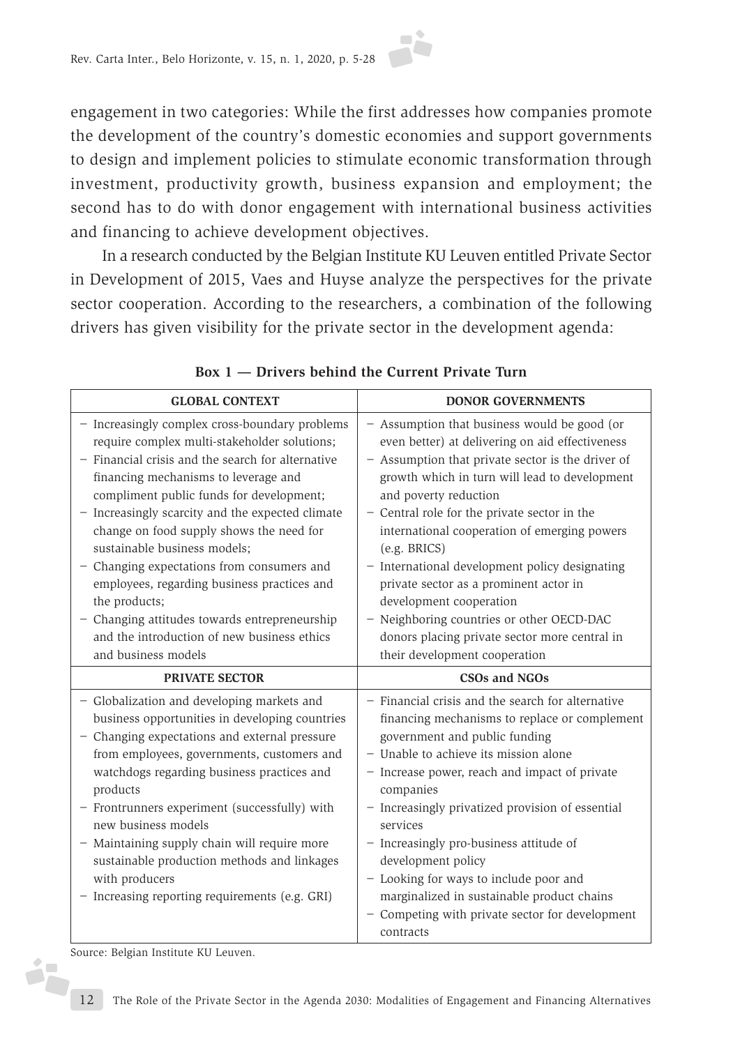engagement in two categories: While the first addresses how companies promote the development of the country's domestic economies and support governments to design and implement policies to stimulate economic transformation through investment, productivity growth, business expansion and employment; the second has to do with donor engagement with international business activities and financing to achieve development objectives.

In a research conducted by the Belgian Institute KU Leuven entitled Private Sector in Development of 2015, Vaes and Huyse analyze the perspectives for the private sector cooperation. According to the researchers, a combination of the following drivers has given visibility for the private sector in the development agenda:

**Box 1 — Drivers behind the Current Private Turn**

| GLOBAL CONTEXT | DONOR GOVERNMENTS |
|---|---|
| – Increasingly complex cross-boundary problems require complex multi-stakeholder solutions;<br>– Financial crisis and the search for alternative financing mechanisms to leverage and compliment public funds for development;<br>– Increasingly scarcity and the expected climate change on food supply shows the need for sustainable business models;<br>– Changing expectations from consumers and employees, regarding business practices and the products;<br>– Changing attitudes towards entrepreneurship and the introduction of new business ethics and business models | – Assumption that business would be good (or even better) at delivering on aid effectiveness<br>– Assumption that private sector is the driver of growth which in turn will lead to development and poverty reduction<br>– Central role for the private sector in the international cooperation of emerging powers (e.g. BRICS)<br>– International development policy designating private sector as a prominent actor in development cooperation<br>– Neighboring countries or other OECD-DAC donors placing private sector more central in their development cooperation |
| **PRIVATE SECTOR** | **CSOs and NGOs** |
| – Globalization and developing markets and business opportunities in developing countries<br>– Changing expectations and external pressure from employees, governments, customers and watchdogs regarding business practices and products<br>– Frontrunners experiment (successfully) with new business models<br>– Maintaining supply chain will require more sustainable production methods and linkages with producers<br>– Increasing reporting requirements (e.g. GRI) | – Financial crisis and the search for alternative financing mechanisms to replace or complement government and public funding<br>– Unable to achieve its mission alone<br>– Increase power, reach and impact of private companies<br>– Increasingly privatized provision of essential services<br>– Increasingly pro-business attitude of development policy<br>– Looking for ways to include poor and marginalized in sustainable product chains<br>– Competing with private sector for development contracts |

Source: Belgian Institute KU Leuven.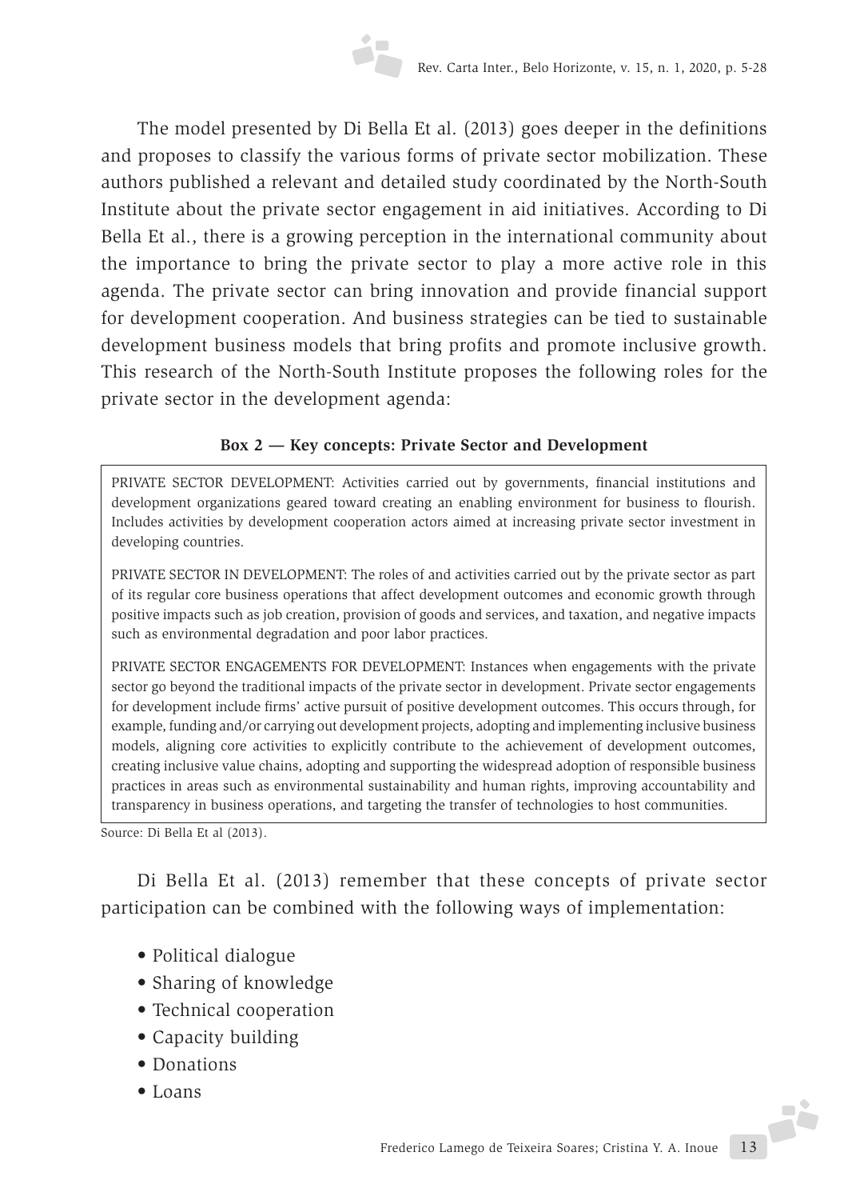The model presented by Di Bella Et al. (2013) goes deeper in the definitions and proposes to classify the various forms of private sector mobilization. These authors published a relevant and detailed study coordinated by the North-South Institute about the private sector engagement in aid initiatives. According to Di Bella Et al., there is a growing perception in the international community about the importance to bring the private sector to play a more active role in this agenda. The private sector can bring innovation and provide financial support for development cooperation. And business strategies can be tied to sustainable development business models that bring profits and promote inclusive growth. This research of the North-South Institute proposes the following roles for the private sector in the development agenda:

**Box 2 — Key concepts: Private Sector and Development**

PRIVATE SECTOR DEVELOPMENT: Activities carried out by governments, financial institutions and development organizations geared toward creating an enabling environment for business to flourish. Includes activities by development cooperation actors aimed at increasing private sector investment in developing countries.

PRIVATE SECTOR IN DEVELOPMENT: The roles of and activities carried out by the private sector as part of its regular core business operations that affect development outcomes and economic growth through positive impacts such as job creation, provision of goods and services, and taxation, and negative impacts such as environmental degradation and poor labor practices.

PRIVATE SECTOR ENGAGEMENTS FOR DEVELOPMENT: Instances when engagements with the private sector go beyond the traditional impacts of the private sector in development. Private sector engagements for development include firms' active pursuit of positive development outcomes. This occurs through, for example, funding and/or carrying out development projects, adopting and implementing inclusive business models, aligning core activities to explicitly contribute to the achievement of development outcomes, creating inclusive value chains, adopting and supporting the widespread adoption of responsible business practices in areas such as environmental sustainability and human rights, improving accountability and transparency in business operations, and targeting the transfer of technologies to host communities.

Source: Di Bella Et al (2013).

Di Bella Et al. (2013) remember that these concepts of private sector participation can be combined with the following ways of implementation:

- Political dialogue
- Sharing of knowledge
- Technical cooperation
- Capacity building
- Donations
- Loans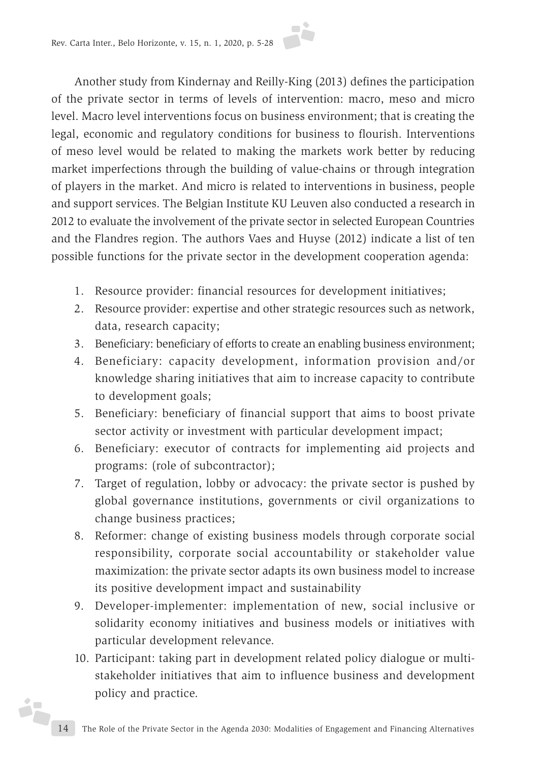Another study from Kindernay and Reilly-King (2013) defines the participation of the private sector in terms of levels of intervention: macro, meso and micro level. Macro level interventions focus on business environment; that is creating the legal, economic and regulatory conditions for business to flourish. Interventions of meso level would be related to making the markets work better by reducing market imperfections through the building of value-chains or through integration of players in the market. And micro is related to interventions in business, people and support services. The Belgian Institute KU Leuven also conducted a research in 2012 to evaluate the involvement of the private sector in selected European Countries and the Flandres region. The authors Vaes and Huyse (2012) indicate a list of ten possible functions for the private sector in the development cooperation agenda:

1. Resource provider: financial resources for development initiatives;
2. Resource provider: expertise and other strategic resources such as network, data, research capacity;
3. Beneficiary: beneficiary of efforts to create an enabling business environment;
4. Beneficiary: capacity development, information provision and/or knowledge sharing initiatives that aim to increase capacity to contribute to development goals;
5. Beneficiary: beneficiary of financial support that aims to boost private sector activity or investment with particular development impact;
6. Beneficiary: executor of contracts for implementing aid projects and programs: (role of subcontractor);
7. Target of regulation, lobby or advocacy: the private sector is pushed by global governance institutions, governments or civil organizations to change business practices;
8. Reformer: change of existing business models through corporate social responsibility, corporate social accountability or stakeholder value maximization: the private sector adapts its own business model to increase its positive development impact and sustainability
9. Developer-implementer: implementation of new, social inclusive or solidarity economy initiatives and business models or initiatives with particular development relevance.
10. Participant: taking part in development related policy dialogue or multi-stakeholder initiatives that aim to influence business and development policy and practice.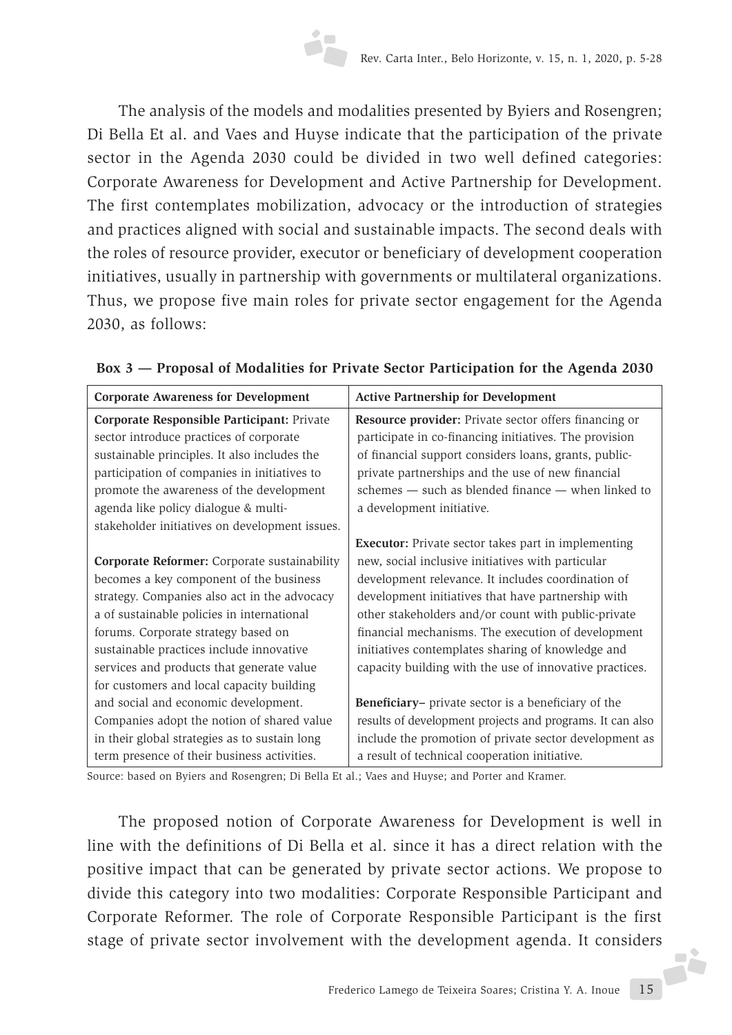The analysis of the models and modalities presented by Byiers and Rosengren; Di Bella Et al. and Vaes and Huyse indicate that the participation of the private sector in the Agenda 2030 could be divided in two well defined categories: Corporate Awareness for Development and Active Partnership for Development. The first contemplates mobilization, advocacy or the introduction of strategies and practices aligned with social and sustainable impacts. The second deals with the roles of resource provider, executor or beneficiary of development cooperation initiatives, usually in partnership with governments or multilateral organizations. Thus, we propose five main roles for private sector engagement for the Agenda 2030, as follows:

**Box 3 — Proposal of Modalities for Private Sector Participation for the Agenda 2030**

| Corporate Awareness for Development | Active Partnership for Development |
|---|---|
| **Corporate Responsible Participant:** Private sector introduce practices of corporate sustainable principles. It also includes the participation of companies in initiatives to promote the awareness of the development agenda like policy dialogue & multi-stakeholder initiatives on development issues.<br><br>**Corporate Reformer:** Corporate sustainability becomes a key component of the business strategy. Companies also act in the advocacy a of sustainable policies in international forums. Corporate strategy based on sustainable practices include innovative services and products that generate value for customers and local capacity building and social and economic development. Companies adopt the notion of shared value in their global strategies as to sustain long term presence of their business activities. | **Resource provider:** Private sector offers financing or participate in co-financing initiatives. The provision of financial support considers loans, grants, public-private partnerships and the use of new financial schemes — such as blended finance — when linked to a development initiative.<br><br>**Executor:** Private sector takes part in implementing new, social inclusive initiatives with particular development relevance. It includes coordination of development initiatives that have partnership with other stakeholders and/or count with public-private financial mechanisms. The execution of development initiatives contemplates sharing of knowledge and capacity building with the use of innovative practices.<br><br>**Beneficiary–** private sector is a beneficiary of the results of development projects and programs. It can also include the promotion of private sector development as a result of technical cooperation initiative. |

Source: based on Byiers and Rosengren; Di Bella Et al.; Vaes and Huyse; and Porter and Kramer.

The proposed notion of Corporate Awareness for Development is well in line with the definitions of Di Bella et al. since it has a direct relation with the positive impact that can be generated by private sector actions. We propose to divide this category into two modalities: Corporate Responsible Participant and Corporate Reformer. The role of Corporate Responsible Participant is the first stage of private sector involvement with the development agenda. It considers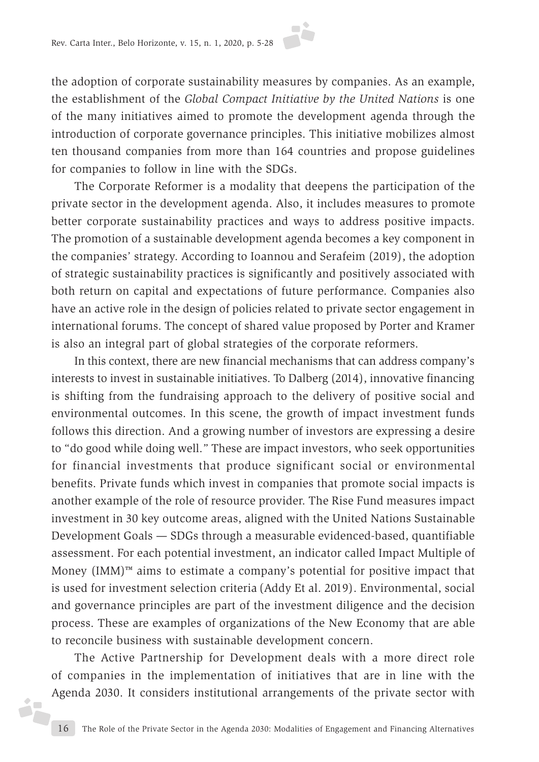the adoption of corporate sustainability measures by companies. As an example, the establishment of the *Global Compact Initiative by the United Nations* is one of the many initiatives aimed to promote the development agenda through the introduction of corporate governance principles. This initiative mobilizes almost ten thousand companies from more than 164 countries and propose guidelines for companies to follow in line with the SDGs.

The Corporate Reformer is a modality that deepens the participation of the private sector in the development agenda. Also, it includes measures to promote better corporate sustainability practices and ways to address positive impacts. The promotion of a sustainable development agenda becomes a key component in the companies' strategy. According to Ioannou and Serafeim (2019), the adoption of strategic sustainability practices is significantly and positively associated with both return on capital and expectations of future performance. Companies also have an active role in the design of policies related to private sector engagement in international forums. The concept of shared value proposed by Porter and Kramer is also an integral part of global strategies of the corporate reformers.

In this context, there are new financial mechanisms that can address company's interests to invest in sustainable initiatives. To Dalberg (2014), innovative financing is shifting from the fundraising approach to the delivery of positive social and environmental outcomes. In this scene, the growth of impact investment funds follows this direction. And a growing number of investors are expressing a desire to "do good while doing well." These are impact investors, who seek opportunities for financial investments that produce significant social or environmental benefits. Private funds which invest in companies that promote social impacts is another example of the role of resource provider. The Rise Fund measures impact investment in 30 key outcome areas, aligned with the United Nations Sustainable Development Goals — SDGs through a measurable evidenced-based, quantifiable assessment. For each potential investment, an indicator called Impact Multiple of Money (IMM)™ aims to estimate a company's potential for positive impact that is used for investment selection criteria (Addy Et al. 2019). Environmental, social and governance principles are part of the investment diligence and the decision process. These are examples of organizations of the New Economy that are able to reconcile business with sustainable development concern.

The Active Partnership for Development deals with a more direct role of companies in the implementation of initiatives that are in line with the Agenda 2030. It considers institutional arrangements of the private sector with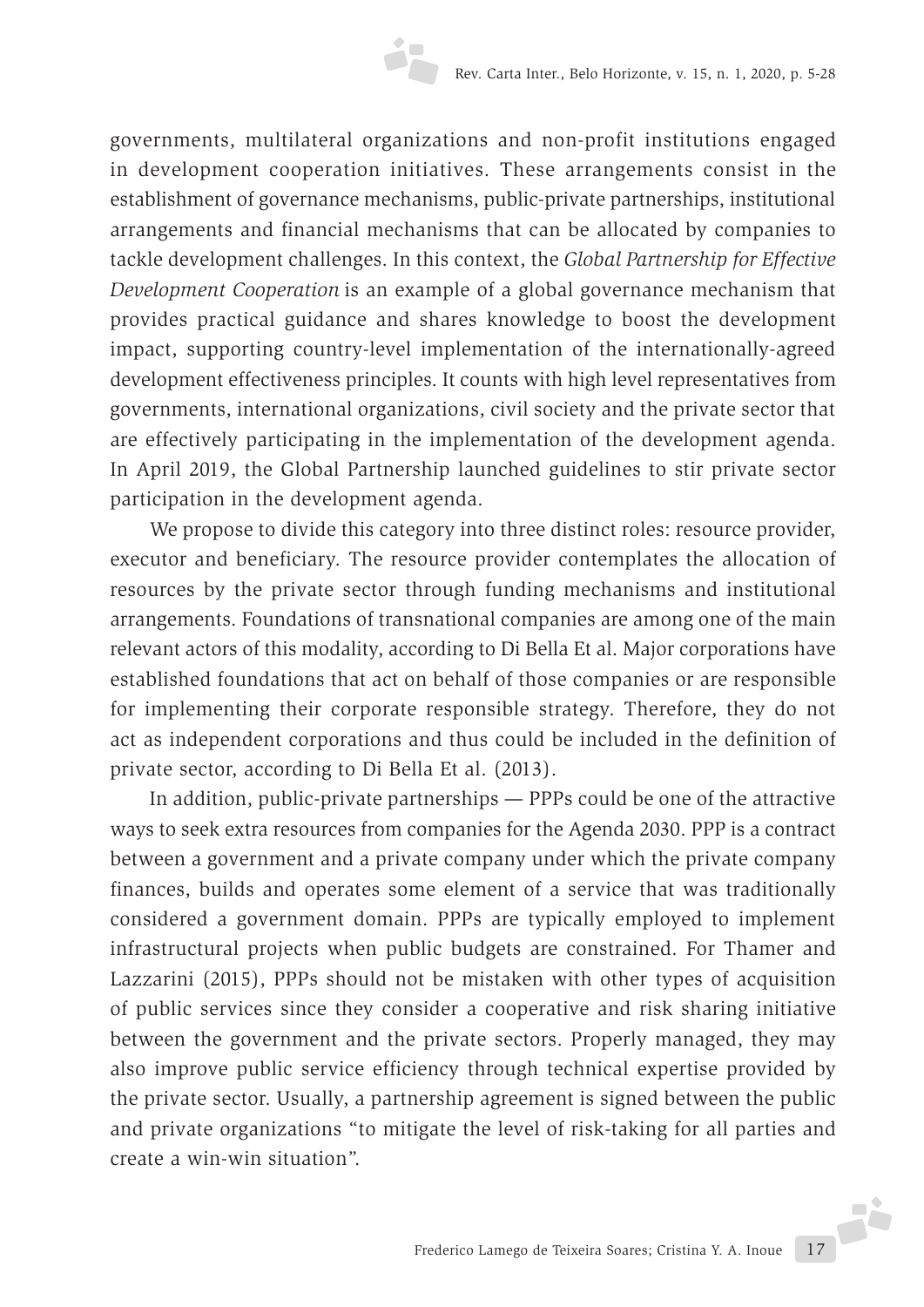governments, multilateral organizations and non-profit institutions engaged in development cooperation initiatives. These arrangements consist in the establishment of governance mechanisms, public-private partnerships, institutional arrangements and financial mechanisms that can be allocated by companies to tackle development challenges. In this context, the *Global Partnership for Effective Development Cooperation* is an example of a global governance mechanism that provides practical guidance and shares knowledge to boost the development impact, supporting country-level implementation of the internationally-agreed development effectiveness principles. It counts with high level representatives from governments, international organizations, civil society and the private sector that are effectively participating in the implementation of the development agenda. In April 2019, the Global Partnership launched guidelines to stir private sector participation in the development agenda.

We propose to divide this category into three distinct roles: resource provider, executor and beneficiary. The resource provider contemplates the allocation of resources by the private sector through funding mechanisms and institutional arrangements. Foundations of transnational companies are among one of the main relevant actors of this modality, according to Di Bella Et al. Major corporations have established foundations that act on behalf of those companies or are responsible for implementing their corporate responsible strategy. Therefore, they do not act as independent corporations and thus could be included in the definition of private sector, according to Di Bella Et al. (2013).

In addition, public-private partnerships — PPPs could be one of the attractive ways to seek extra resources from companies for the Agenda 2030. PPP is a contract between a government and a private company under which the private company finances, builds and operates some element of a service that was traditionally considered a government domain. PPPs are typically employed to implement infrastructural projects when public budgets are constrained. For Thamer and Lazzarini (2015), PPPs should not be mistaken with other types of acquisition of public services since they consider a cooperative and risk sharing initiative between the government and the private sectors. Properly managed, they may also improve public service efficiency through technical expertise provided by the private sector. Usually, a partnership agreement is signed between the public and private organizations "to mitigate the level of risk-taking for all parties and create a win-win situation".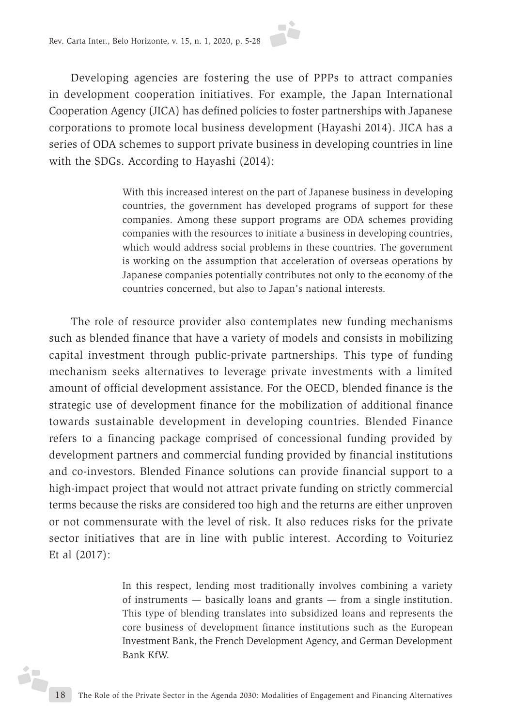Developing agencies are fostering the use of PPPs to attract companies in development cooperation initiatives. For example, the Japan International Cooperation Agency (JICA) has defined policies to foster partnerships with Japanese corporations to promote local business development (Hayashi 2014). JICA has a series of ODA schemes to support private business in developing countries in line with the SDGs. According to Hayashi (2014):

> With this increased interest on the part of Japanese business in developing countries, the government has developed programs of support for these companies. Among these support programs are ODA schemes providing companies with the resources to initiate a business in developing countries, which would address social problems in these countries. The government is working on the assumption that acceleration of overseas operations by Japanese companies potentially contributes not only to the economy of the countries concerned, but also to Japan's national interests.

The role of resource provider also contemplates new funding mechanisms such as blended finance that have a variety of models and consists in mobilizing capital investment through public-private partnerships. This type of funding mechanism seeks alternatives to leverage private investments with a limited amount of official development assistance. For the OECD, blended finance is the strategic use of development finance for the mobilization of additional finance towards sustainable development in developing countries. Blended Finance refers to a financing package comprised of concessional funding provided by development partners and commercial funding provided by financial institutions and co-investors. Blended Finance solutions can provide financial support to a high-impact project that would not attract private funding on strictly commercial terms because the risks are considered too high and the returns are either unproven or not commensurate with the level of risk. It also reduces risks for the private sector initiatives that are in line with public interest. According to Voituriez Et al (2017):

> In this respect, lending most traditionally involves combining a variety of instruments — basically loans and grants — from a single institution. This type of blending translates into subsidized loans and represents the core business of development finance institutions such as the European Investment Bank, the French Development Agency, and German Development Bank KfW.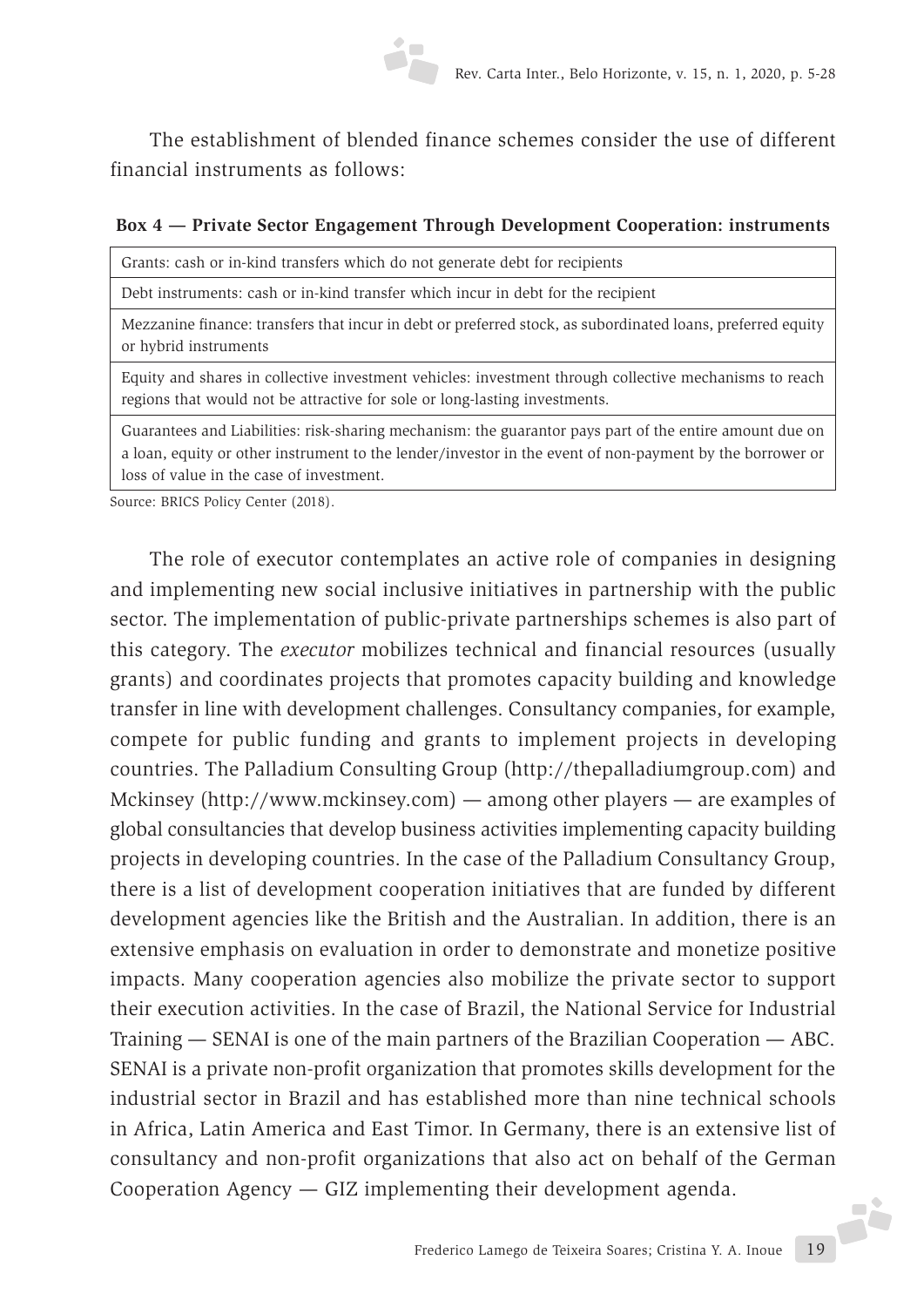The establishment of blended finance schemes consider the use of different financial instruments as follows:

**Box 4 — Private Sector Engagement Through Development Cooperation: instruments**

| |
|---|
| Grants: cash or in-kind transfers which do not generate debt for recipients |
| Debt instruments: cash or in-kind transfer which incur in debt for the recipient |
| Mezzanine finance: transfers that incur in debt or preferred stock, as subordinated loans, preferred equity or hybrid instruments |
| Equity and shares in collective investment vehicles: investment through collective mechanisms to reach regions that would not be attractive for sole or long-lasting investments. |
| Guarantees and Liabilities: risk-sharing mechanism: the guarantor pays part of the entire amount due on a loan, equity or other instrument to the lender/investor in the event of non-payment by the borrower or loss of value in the case of investment. |

Source: BRICS Policy Center (2018).

The role of executor contemplates an active role of companies in designing and implementing new social inclusive initiatives in partnership with the public sector. The implementation of public-private partnerships schemes is also part of this category. The *executor* mobilizes technical and financial resources (usually grants) and coordinates projects that promotes capacity building and knowledge transfer in line with development challenges. Consultancy companies, for example, compete for public funding and grants to implement projects in developing countries. The Palladium Consulting Group (http://thepalladiumgroup.com) and Mckinsey (http://www.mckinsey.com) — among other players — are examples of global consultancies that develop business activities implementing capacity building projects in developing countries. In the case of the Palladium Consultancy Group, there is a list of development cooperation initiatives that are funded by different development agencies like the British and the Australian. In addition, there is an extensive emphasis on evaluation in order to demonstrate and monetize positive impacts. Many cooperation agencies also mobilize the private sector to support their execution activities. In the case of Brazil, the National Service for Industrial Training — SENAI is one of the main partners of the Brazilian Cooperation — ABC. SENAI is a private non-profit organization that promotes skills development for the industrial sector in Brazil and has established more than nine technical schools in Africa, Latin America and East Timor. In Germany, there is an extensive list of consultancy and non-profit organizations that also act on behalf of the German Cooperation Agency — GIZ implementing their development agenda.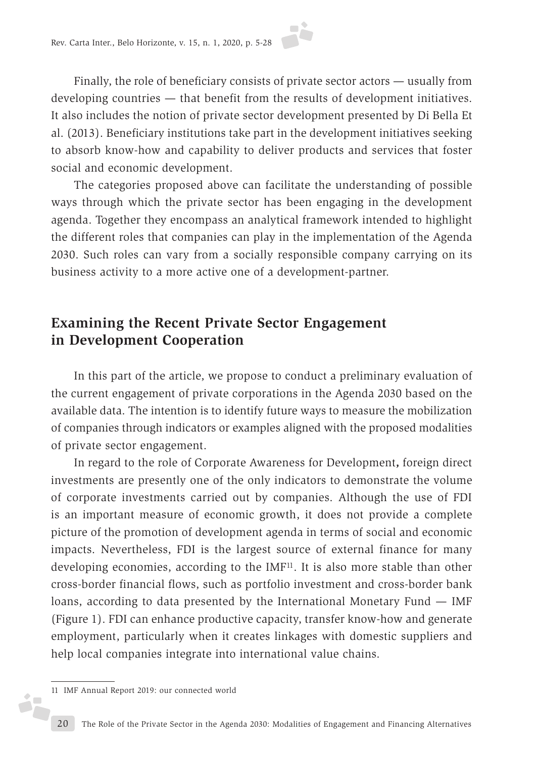Finally, the role of beneficiary consists of private sector actors — usually from developing countries — that benefit from the results of development initiatives. It also includes the notion of private sector development presented by Di Bella Et al. (2013). Beneficiary institutions take part in the development initiatives seeking to absorb know-how and capability to deliver products and services that foster social and economic development.

The categories proposed above can facilitate the understanding of possible ways through which the private sector has been engaging in the development agenda. Together they encompass an analytical framework intended to highlight the different roles that companies can play in the implementation of the Agenda 2030. Such roles can vary from a socially responsible company carrying on its business activity to a more active one of a development-partner.

## Examining the Recent Private Sector Engagement in Development Cooperation

In this part of the article, we propose to conduct a preliminary evaluation of the current engagement of private corporations in the Agenda 2030 based on the available data. The intention is to identify future ways to measure the mobilization of companies through indicators or examples aligned with the proposed modalities of private sector engagement.

In regard to the role of Corporate Awareness for Development**,** foreign direct investments are presently one of the only indicators to demonstrate the volume of corporate investments carried out by companies. Although the use of FDI is an important measure of economic growth, it does not provide a complete picture of the promotion of development agenda in terms of social and economic impacts. Nevertheless, FDI is the largest source of external finance for many developing economies, according to the IMF[11]. It is also more stable than other cross-border financial flows, such as portfolio investment and cross-border bank loans, according to data presented by the International Monetary Fund — IMF (Figure 1). FDI can enhance productive capacity, transfer know-how and generate employment, particularly when it creates linkages with domestic suppliers and help local companies integrate into international value chains.

11 IMF Annual Report 2019: our connected world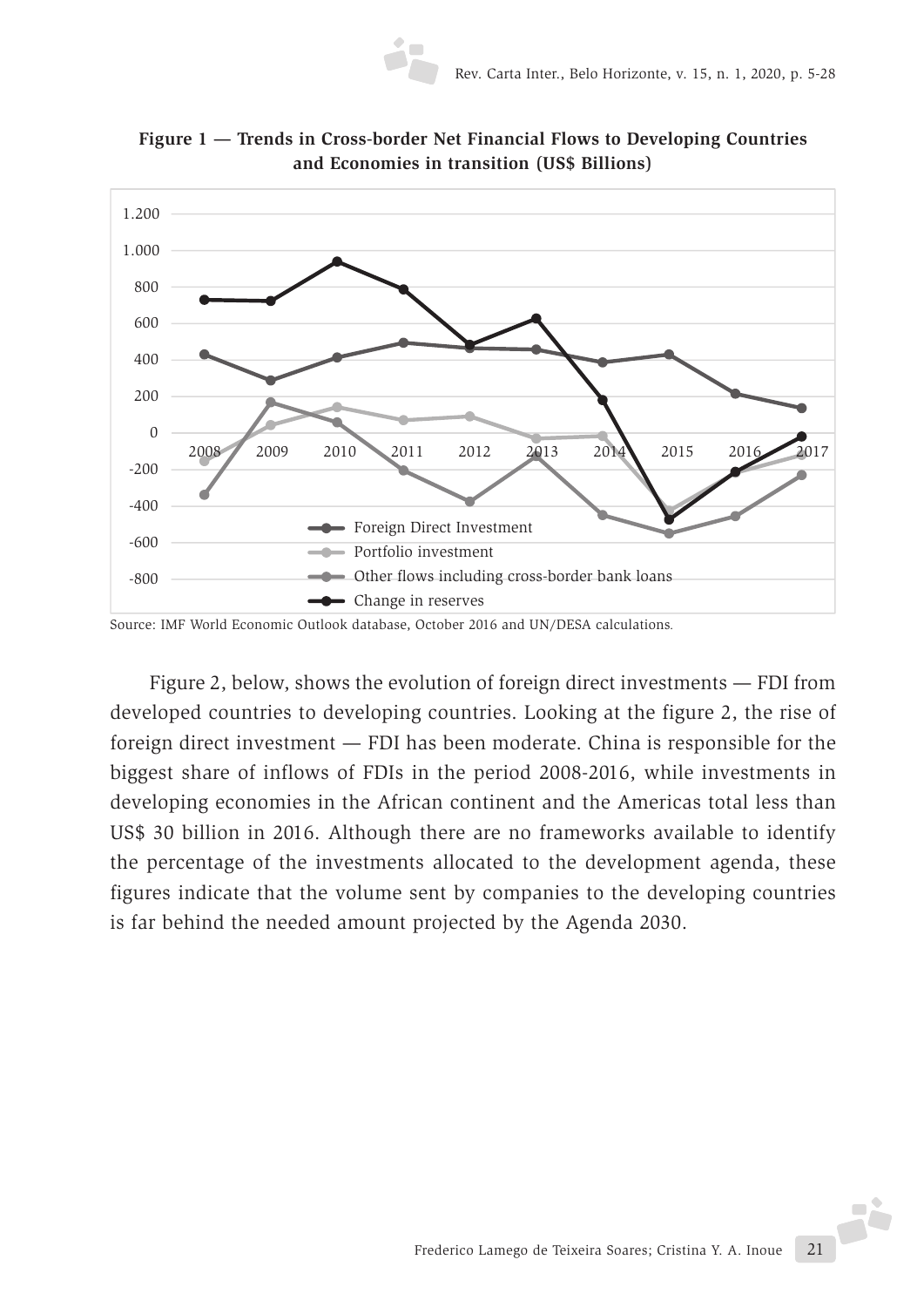**Figure 1 — Trends in Cross-border Net Financial Flows to Developing Countries and Economies in transition (US$ Billions)**

Source: IMF World Economic Outlook database, October 2016 and UN/DESA calculations.

Figure 2, below, shows the evolution of foreign direct investments — FDI from developed countries to developing countries. Looking at the figure 2, the rise of foreign direct investment — FDI has been moderate. China is responsible for the biggest share of inflows of FDIs in the period 2008-2016, while investments in developing economies in the African continent and the Americas total less than US$ 30 billion in 2016. Although there are no frameworks available to identify the percentage of the investments allocated to the development agenda, these figures indicate that the volume sent by companies to the developing countries is far behind the needed amount projected by the Agenda 2030.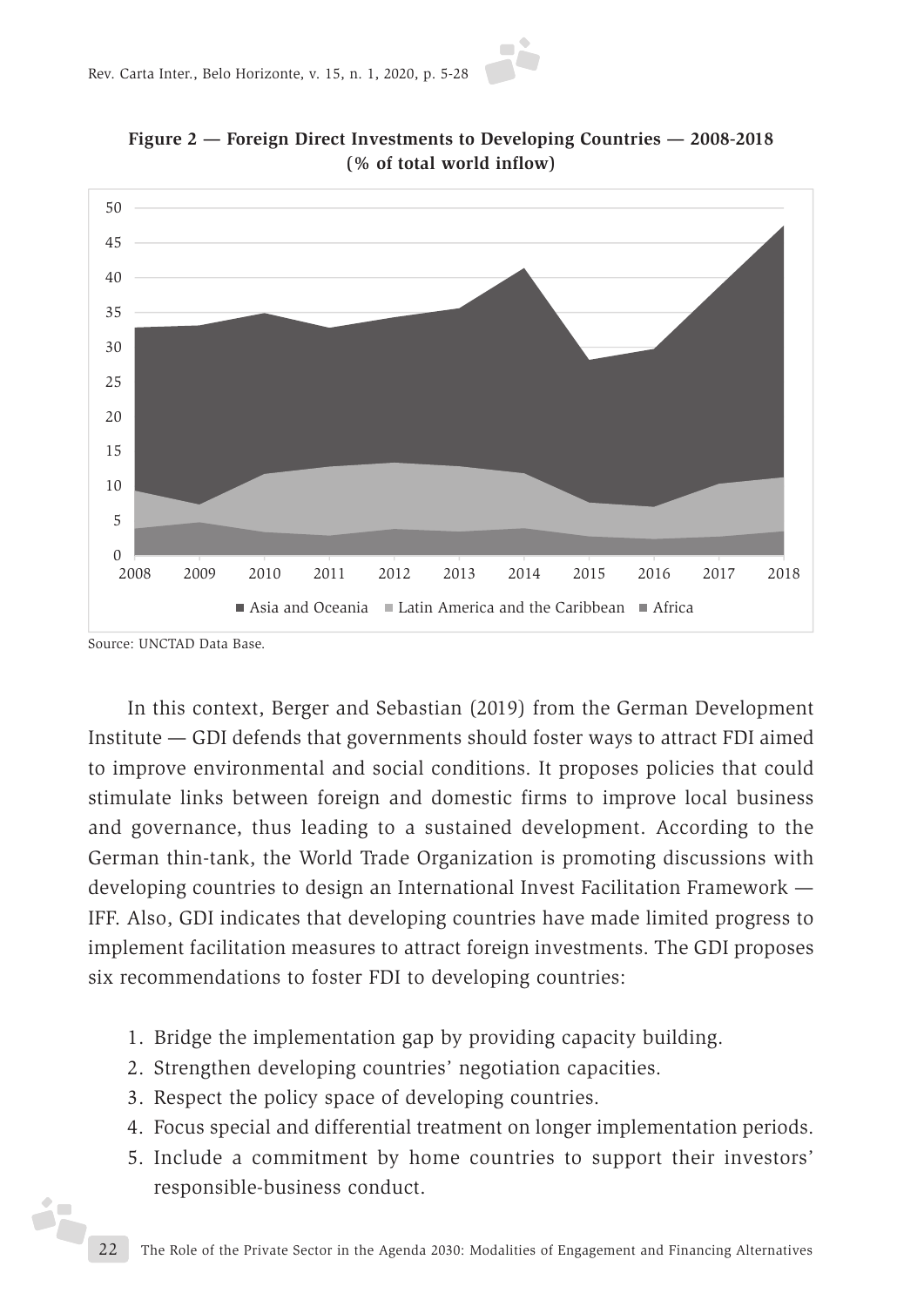**Figure 2 — Foreign Direct Investments to Developing Countries — 2008-2018 (% of total world inflow)**

50
45
40
35
30
25
20
15
10
5
0
2008 2009 2010 2011 2012 2013 2014 2015 2016 2017 2018

■ Asia and Oceania ■ Latin America and the Caribbean ■ Africa

Source: UNCTAD Data Base.

In this context, Berger and Sebastian (2019) from the German Development Institute — GDI defends that governments should foster ways to attract FDI aimed to improve environmental and social conditions. It proposes policies that could stimulate links between foreign and domestic firms to improve local business and governance, thus leading to a sustained development. According to the German thin-tank, the World Trade Organization is promoting discussions with developing countries to design an International Invest Facilitation Framework — IFF. Also, GDI indicates that developing countries have made limited progress to implement facilitation measures to attract foreign investments. The GDI proposes six recommendations to foster FDI to developing countries:

1. Bridge the implementation gap by providing capacity building.
2. Strengthen developing countries' negotiation capacities.
3. Respect the policy space of developing countries.
4. Focus special and differential treatment on longer implementation periods.
5. Include a commitment by home countries to support their investors' responsible-business conduct.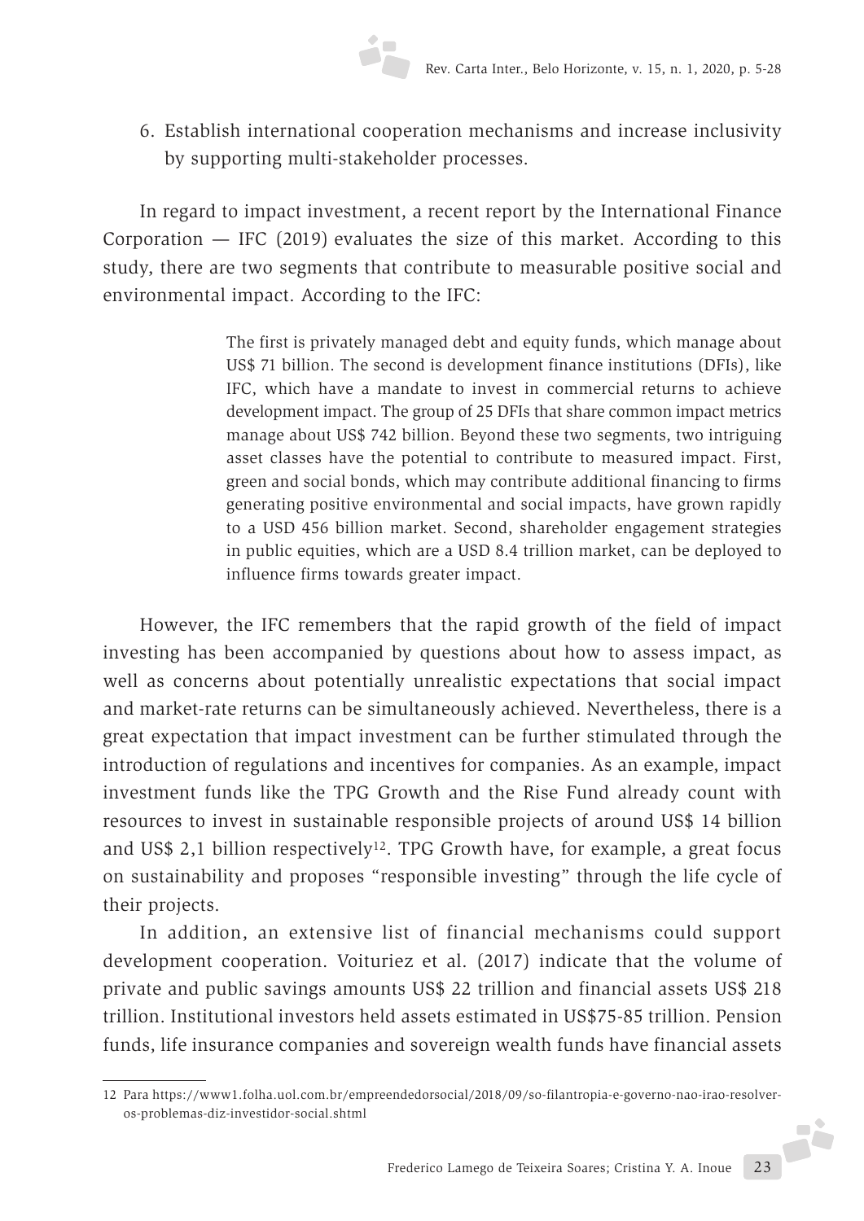6. Establish international cooperation mechanisms and increase inclusivity by supporting multi-stakeholder processes.

In regard to impact investment, a recent report by the International Finance Corporation — IFC (2019) evaluates the size of this market. According to this study, there are two segments that contribute to measurable positive social and environmental impact. According to the IFC:

> The first is privately managed debt and equity funds, which manage about US$ 71 billion. The second is development finance institutions (DFIs), like IFC, which have a mandate to invest in commercial returns to achieve development impact. The group of 25 DFIs that share common impact metrics manage about US$ 742 billion. Beyond these two segments, two intriguing asset classes have the potential to contribute to measured impact. First, green and social bonds, which may contribute additional financing to firms generating positive environmental and social impacts, have grown rapidly to a USD 456 billion market. Second, shareholder engagement strategies in public equities, which are a USD 8.4 trillion market, can be deployed to influence firms towards greater impact.

However, the IFC remembers that the rapid growth of the field of impact investing has been accompanied by questions about how to assess impact, as well as concerns about potentially unrealistic expectations that social impact and market-rate returns can be simultaneously achieved. Nevertheless, there is a great expectation that impact investment can be further stimulated through the introduction of regulations and incentives for companies. As an example, impact investment funds like the TPG Growth and the Rise Fund already count with resources to invest in sustainable responsible projects of around US$ 14 billion and US$ 2,1 billion respectively[12]. TPG Growth have, for example, a great focus on sustainability and proposes "responsible investing" through the life cycle of their projects.

In addition, an extensive list of financial mechanisms could support development cooperation. Voituriez et al. (2017) indicate that the volume of private and public savings amounts US$ 22 trillion and financial assets US$ 218 trillion. Institutional investors held assets estimated in US$75-85 trillion. Pension funds, life insurance companies and sovereign wealth funds have financial assets

---

12 Para https://www1.folha.uol.com.br/empreendedorsocial/2018/09/so-filantropia-e-governo-nao-irao-resolver-os-problemas-diz-investidor-social.shtml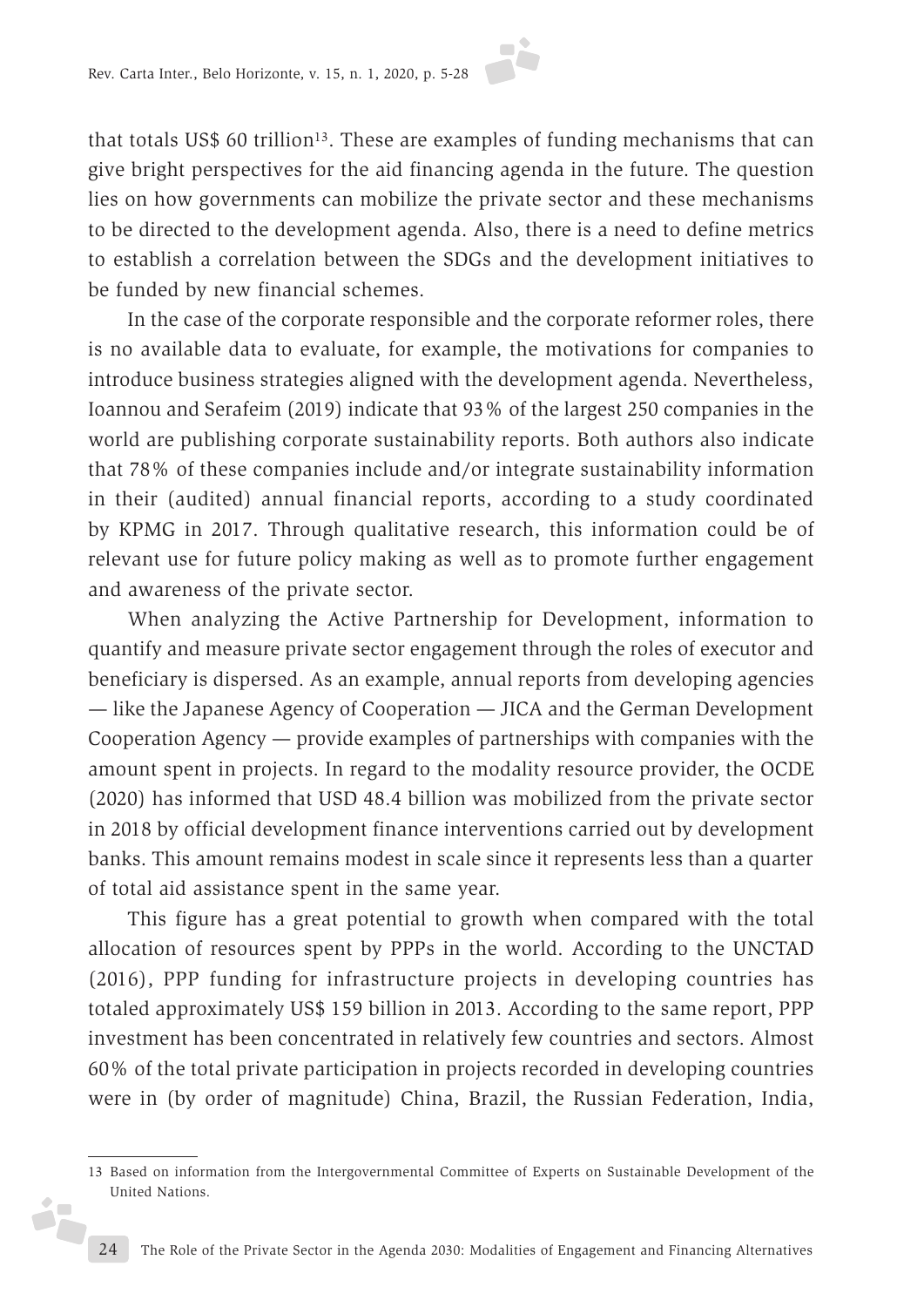that totals US$ 60 trillion[13]. These are examples of funding mechanisms that can give bright perspectives for the aid financing agenda in the future. The question lies on how governments can mobilize the private sector and these mechanisms to be directed to the development agenda. Also, there is a need to define metrics to establish a correlation between the SDGs and the development initiatives to be funded by new financial schemes.

In the case of the corporate responsible and the corporate reformer roles, there is no available data to evaluate, for example, the motivations for companies to introduce business strategies aligned with the development agenda. Nevertheless, Ioannou and Serafeim (2019) indicate that 93% of the largest 250 companies in the world are publishing corporate sustainability reports. Both authors also indicate that 78% of these companies include and/or integrate sustainability information in their (audited) annual financial reports, according to a study coordinated by KPMG in 2017. Through qualitative research, this information could be of relevant use for future policy making as well as to promote further engagement and awareness of the private sector.

When analyzing the Active Partnership for Development, information to quantify and measure private sector engagement through the roles of executor and beneficiary is dispersed. As an example, annual reports from developing agencies — like the Japanese Agency of Cooperation — JICA and the German Development Cooperation Agency — provide examples of partnerships with companies with the amount spent in projects. In regard to the modality resource provider, the OCDE (2020) has informed that USD 48.4 billion was mobilized from the private sector in 2018 by official development finance interventions carried out by development banks. This amount remains modest in scale since it represents less than a quarter of total aid assistance spent in the same year.

This figure has a great potential to growth when compared with the total allocation of resources spent by PPPs in the world. According to the UNCTAD (2016), PPP funding for infrastructure projects in developing countries has totaled approximately US$ 159 billion in 2013. According to the same report, PPP investment has been concentrated in relatively few countries and sectors. Almost 60% of the total private participation in projects recorded in developing countries were in (by order of magnitude) China, Brazil, the Russian Federation, India,

---

13 Based on information from the Intergovernmental Committee of Experts on Sustainable Development of the United Nations.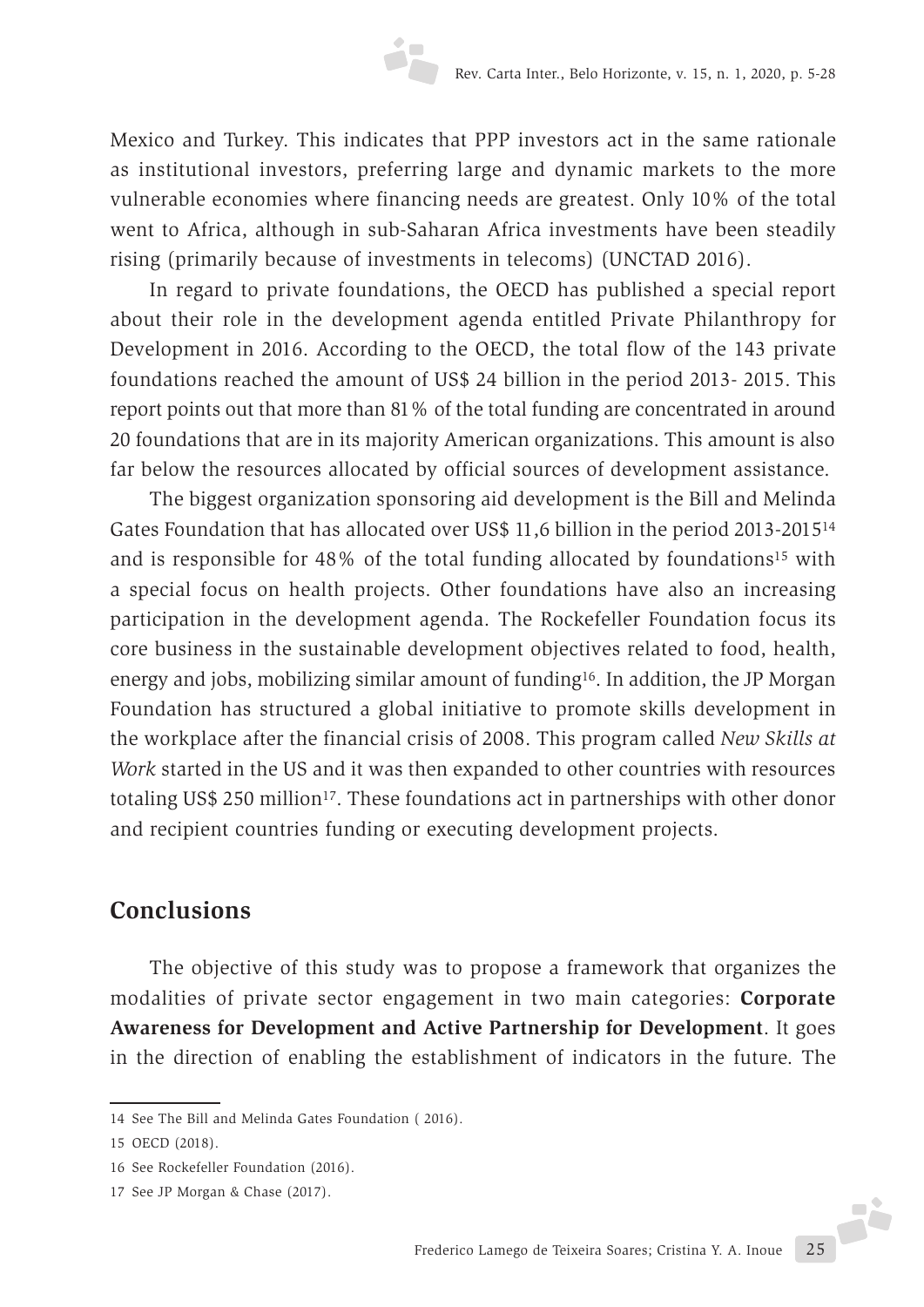Mexico and Turkey. This indicates that PPP investors act in the same rationale as institutional investors, preferring large and dynamic markets to the more vulnerable economies where financing needs are greatest. Only 10% of the total went to Africa, although in sub-Saharan Africa investments have been steadily rising (primarily because of investments in telecoms) (UNCTAD 2016).

In regard to private foundations, the OECD has published a special report about their role in the development agenda entitled Private Philanthropy for Development in 2016. According to the OECD, the total flow of the 143 private foundations reached the amount of US$ 24 billion in the period 2013- 2015. This report points out that more than 81% of the total funding are concentrated in around 20 foundations that are in its majority American organizations. This amount is also far below the resources allocated by official sources of development assistance.

The biggest organization sponsoring aid development is the Bill and Melinda Gates Foundation that has allocated over US$ 11,6 billion in the period 2013-2015[14] and is responsible for 48% of the total funding allocated by foundations[15] with a special focus on health projects. Other foundations have also an increasing participation in the development agenda. The Rockefeller Foundation focus its core business in the sustainable development objectives related to food, health, energy and jobs, mobilizing similar amount of funding[16]. In addition, the JP Morgan Foundation has structured a global initiative to promote skills development in the workplace after the financial crisis of 2008. This program called *New Skills at Work* started in the US and it was then expanded to other countries with resources totaling US$ 250 million[17]. These foundations act in partnerships with other donor and recipient countries funding or executing development projects.

## Conclusions

The objective of this study was to propose a framework that organizes the modalities of private sector engagement in two main categories: **Corporate Awareness for Development and Active Partnership for Development**. It goes in the direction of enabling the establishment of indicators in the future. The

14 See The Bill and Melinda Gates Foundation ( 2016).

15 OECD (2018).

16 See Rockefeller Foundation (2016).

17 See JP Morgan & Chase (2017).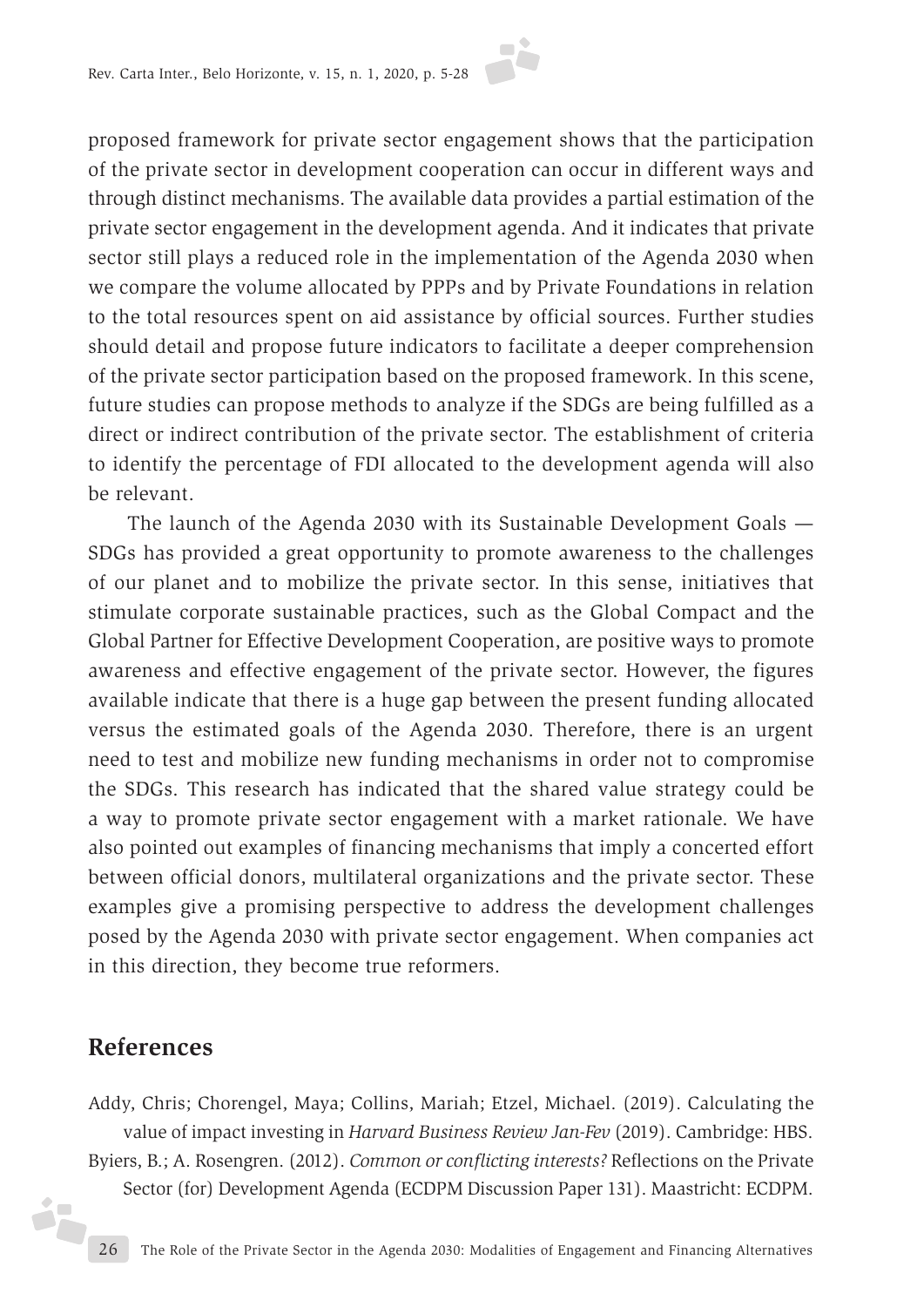proposed framework for private sector engagement shows that the participation of the private sector in development cooperation can occur in different ways and through distinct mechanisms. The available data provides a partial estimation of the private sector engagement in the development agenda. And it indicates that private sector still plays a reduced role in the implementation of the Agenda 2030 when we compare the volume allocated by PPPs and by Private Foundations in relation to the total resources spent on aid assistance by official sources. Further studies should detail and propose future indicators to facilitate a deeper comprehension of the private sector participation based on the proposed framework. In this scene, future studies can propose methods to analyze if the SDGs are being fulfilled as a direct or indirect contribution of the private sector. The establishment of criteria to identify the percentage of FDI allocated to the development agenda will also be relevant.

The launch of the Agenda 2030 with its Sustainable Development Goals — SDGs has provided a great opportunity to promote awareness to the challenges of our planet and to mobilize the private sector. In this sense, initiatives that stimulate corporate sustainable practices, such as the Global Compact and the Global Partner for Effective Development Cooperation, are positive ways to promote awareness and effective engagement of the private sector. However, the figures available indicate that there is a huge gap between the present funding allocated versus the estimated goals of the Agenda 2030. Therefore, there is an urgent need to test and mobilize new funding mechanisms in order not to compromise the SDGs. This research has indicated that the shared value strategy could be a way to promote private sector engagement with a market rationale. We have also pointed out examples of financing mechanisms that imply a concerted effort between official donors, multilateral organizations and the private sector. These examples give a promising perspective to address the development challenges posed by the Agenda 2030 with private sector engagement. When companies act in this direction, they become true reformers.

## References

Addy, Chris; Chorengel, Maya; Collins, Mariah; Etzel, Michael. (2019). Calculating the value of impact investing in *Harvard Business Review Jan-Fev* (2019). Cambridge: HBS.

Byiers, B.; A. Rosengren. (2012). *Common or conflicting interests?* Reflections on the Private Sector (for) Development Agenda (ECDPM Discussion Paper 131). Maastricht: ECDPM.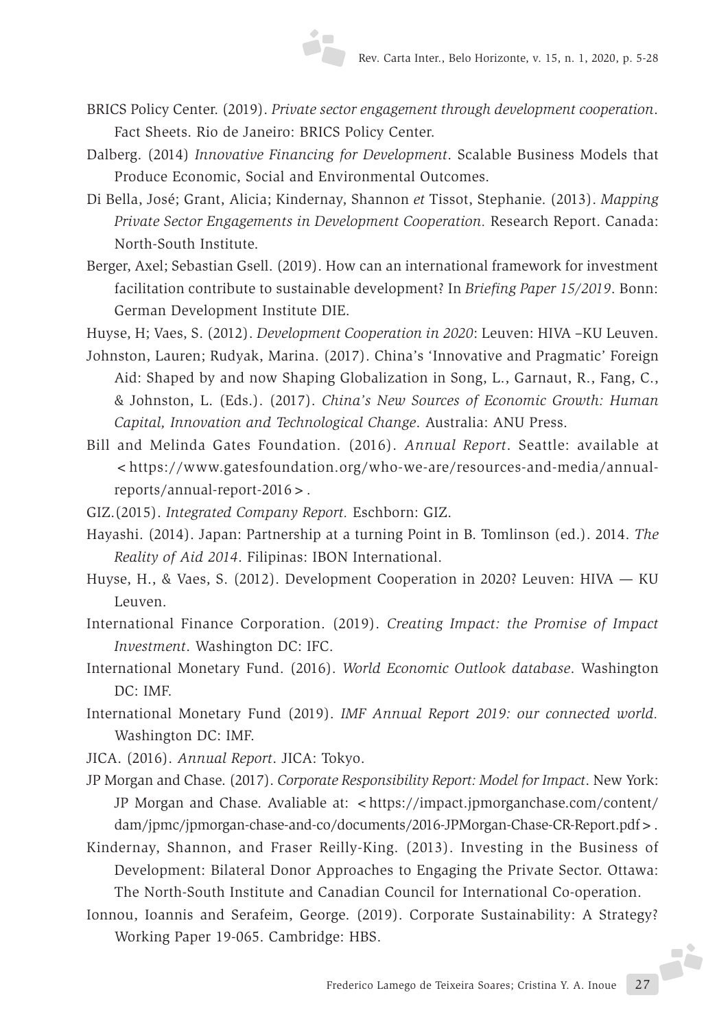BRICS Policy Center. (2019). *Private sector engagement through development cooperation*. Fact Sheets. Rio de Janeiro: BRICS Policy Center.

Dalberg. (2014) *Innovative Financing for Development*. Scalable Business Models that Produce Economic, Social and Environmental Outcomes.

Di Bella, José; Grant, Alicia; Kindernay, Shannon *et* Tissot, Stephanie. (2013). *Mapping Private Sector Engagements in Development Cooperation.* Research Report. Canada: North-South Institute.

Berger, Axel; Sebastian Gsell. (2019). How can an international framework for investment facilitation contribute to sustainable development? In *Briefing Paper 15/2019*. Bonn: German Development Institute DIE.

Huyse, H; Vaes, S. (2012). *Development Cooperation in 2020*: Leuven: HIVA –KU Leuven.

Johnston, Lauren; Rudyak, Marina. (2017). China's 'Innovative and Pragmatic' Foreign Aid: Shaped by and now Shaping Globalization in Song, L., Garnaut, R., Fang, C., & Johnston, L. (Eds.). (2017). *China's New Sources of Economic Growth: Human Capital, Innovation and Technological Change*. Australia: ANU Press.

Bill and Melinda Gates Foundation. (2016). *Annual Report*. Seattle: available at <https://www.gatesfoundation.org/who-we-are/resources-and-media/annual-reports/annual-report-2016>.

GIZ.(2015). *Integrated Company Report.* Eschborn: GIZ.

Hayashi. (2014). Japan: Partnership at a turning Point in B. Tomlinson (ed.). 2014. *The Reality of Aid 2014*. Filipinas: IBON International.

Huyse, H., & Vaes, S. (2012). Development Cooperation in 2020? Leuven: HIVA — KU Leuven.

International Finance Corporation. (2019). *Creating Impact: the Promise of Impact Investment*. Washington DC: IFC.

International Monetary Fund. (2016). *World Economic Outlook database*. Washington DC: IMF.

International Monetary Fund (2019). *IMF Annual Report 2019: our connected world.* Washington DC: IMF.

JICA. (2016). *Annual Report*. JICA: Tokyo.

JP Morgan and Chase. (2017). *Corporate Responsibility Report: Model for Impact*. New York: JP Morgan and Chase. Avaliable at: <https://impact.jpmorganchase.com/content/dam/jpmc/jpmorgan-chase-and-co/documents/2016-JPMorgan-Chase-CR-Report.pdf>.

Kindernay, Shannon, and Fraser Reilly-King. (2013). Investing in the Business of Development: Bilateral Donor Approaches to Engaging the Private Sector. Ottawa: The North-South Institute and Canadian Council for International Co-operation.

Ionnou, Ioannis and Serafeim, George. (2019). Corporate Sustainability: A Strategy? Working Paper 19-065. Cambridge: HBS.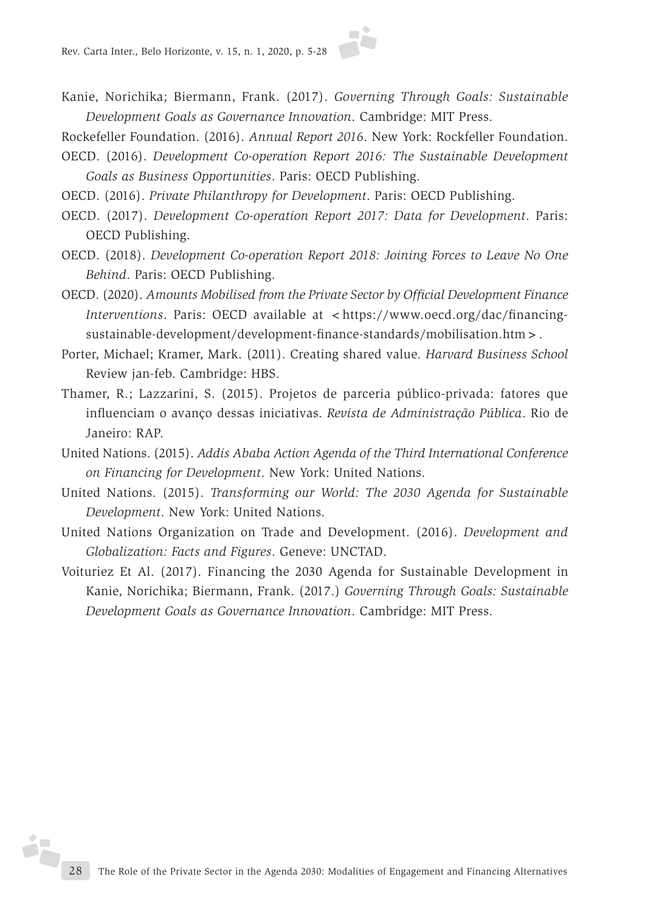Kanie, Norichika; Biermann, Frank. (2017). *Governing Through Goals: Sustainable Development Goals as Governance Innovation*. Cambridge: MIT Press.

Rockefeller Foundation. (2016). *Annual Report 2016*. New York: Rockefeller Foundation.

OECD. (2016). *Development Co-operation Report 2016: The Sustainable Development Goals as Business Opportunities*. Paris: OECD Publishing.

OECD. (2016). *Private Philanthropy for Development*. Paris: OECD Publishing.

OECD. (2017). *Development Co-operation Report 2017: Data for Development*. Paris: OECD Publishing.

OECD. (2018). *Development Co-operation Report 2018: Joining Forces to Leave No One Behind*. Paris: OECD Publishing.

OECD. (2020). *Amounts Mobilised from the Private Sector by Official Development Finance Interventions*. Paris: OECD available at <https://www.oecd.org/dac/financing-sustainable-development/development-finance-standards/mobilisation.htm>.

Porter, Michael; Kramer, Mark. (2011). Creating shared value. *Harvard Business School* Review jan-feb. Cambridge: HBS.

Thamer, R.; Lazzarini, S. (2015). Projetos de parceria público-privada: fatores que influenciam o avanço dessas iniciativas. *Revista de Administração Pública*. Rio de Janeiro: RAP.

United Nations. (2015). *Addis Ababa Action Agenda of the Third International Conference on Financing for Development*. New York: United Nations.

United Nations. (2015). *Transforming our World: The 2030 Agenda for Sustainable Development*. New York: United Nations.

United Nations Organization on Trade and Development. (2016). *Development and Globalization: Facts and Figures*. Geneve: UNCTAD.

Voituriez Et Al. (2017). Financing the 2030 Agenda for Sustainable Development in Kanie, Norichika; Biermann, Frank. (2017.) *Governing Through Goals: Sustainable Development Goals as Governance Innovation*. Cambridge: MIT Press.